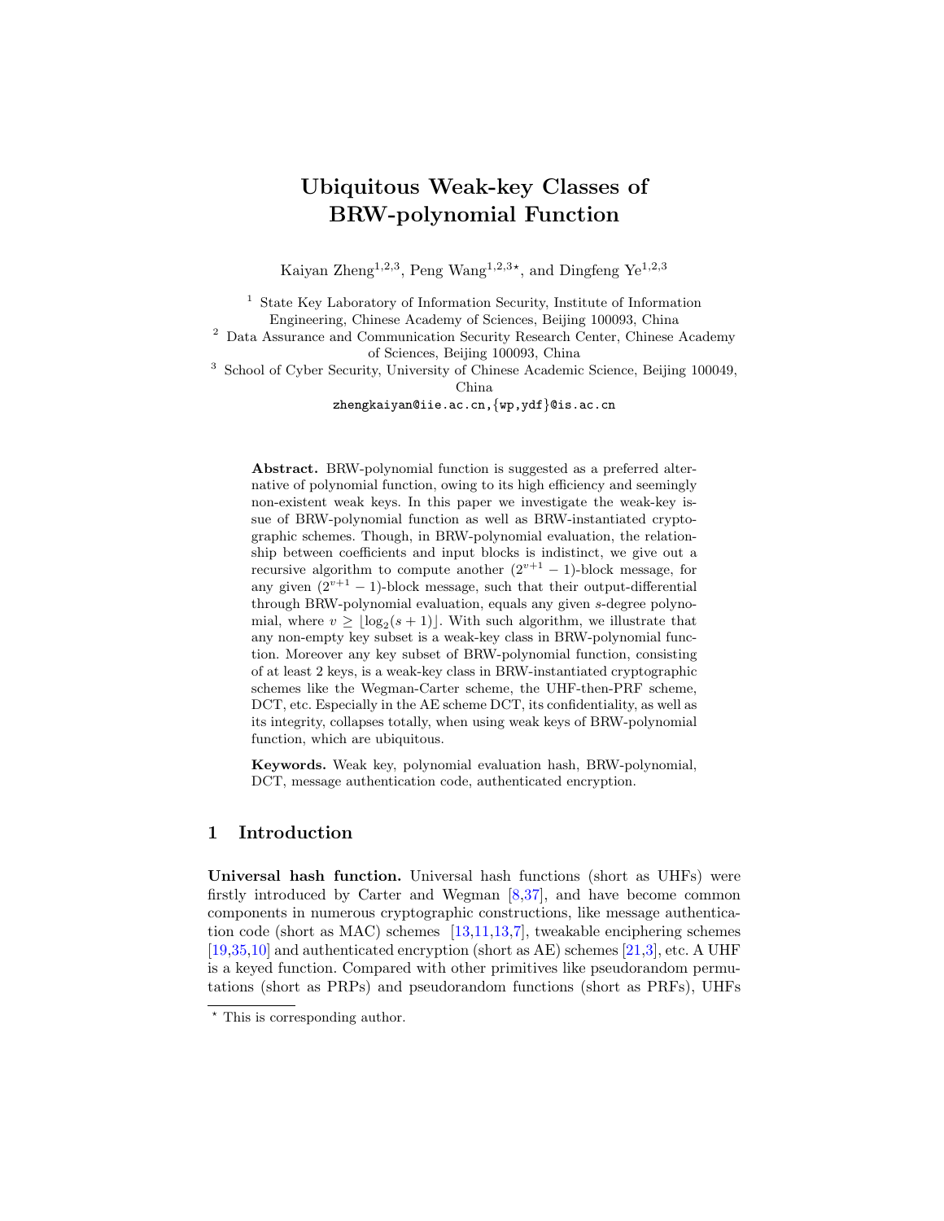# Ubiquitous Weak-key Classes of BRW-polynomial Function

Kaiyan Zheng[1,2,3], Peng Wang[1,2,3⋆], and Dingfeng Ye[1,2,3]

[1] State Key Laboratory of Information Security, Institute of Information Engineering, Chinese Academy of Sciences, Beijing 100093, China

[2] Data Assurance and Communication Security Research Center, Chinese Academy of Sciences, Beijing 100093, China

[3] School of Cyber Security, University of Chinese Academic Science, Beijing 100049, China

zhengkaiyan@iie.ac.cn,{wp,ydf}@is.ac.cn

**Abstract.** BRW-polynomial function is suggested as a preferred alternative of polynomial function, owing to its high efficiency and seemingly non-existent weak keys. In this paper we investigate the weak-key issue of BRW-polynomial function as well as BRW-instantiated cryptographic schemes. Though, in BRW-polynomial evaluation, the relationship between coefficients and input blocks is indistinct, we give out a recursive algorithm to compute another $(2^{v+1}-1)$-block message, for any given $(2^{v+1}-1)$-block message, such that their output-differential through BRW-polynomial evaluation, equals any given $s$-degree polynomial, where $v \geq \lfloor \log_2(s+1) \rfloor$. With such algorithm, we illustrate that any non-empty key subset is a weak-key class in BRW-polynomial function. Moreover any key subset of BRW-polynomial function, consisting of at least 2 keys, is a weak-key class in BRW-instantiated cryptographic schemes like the Wegman-Carter scheme, the UHF-then-PRF scheme, DCT, etc. Especially in the AE scheme DCT, its confidentiality, as well as its integrity, collapses totally, when using weak keys of BRW-polynomial function, which are ubiquitous.

**Keywords.** Weak key, polynomial evaluation hash, BRW-polynomial, DCT, message authentication code, authenticated encryption.

## 1 Introduction

**Universal hash function.** Universal hash functions (short as UHFs) were firstly introduced by Carter and Wegman [8,37], and have become common components in numerous cryptographic constructions, like message authentication code (short as MAC) schemes [13,11,13,7], tweakable enciphering schemes [19,35,10] and authenticated encryption (short as AE) schemes [21,3], etc. A UHF is a keyed function. Compared with other primitives like pseudorandom permutations (short as PRPs) and pseudorandom functions (short as PRFs), UHFs

⋆ This is corresponding author.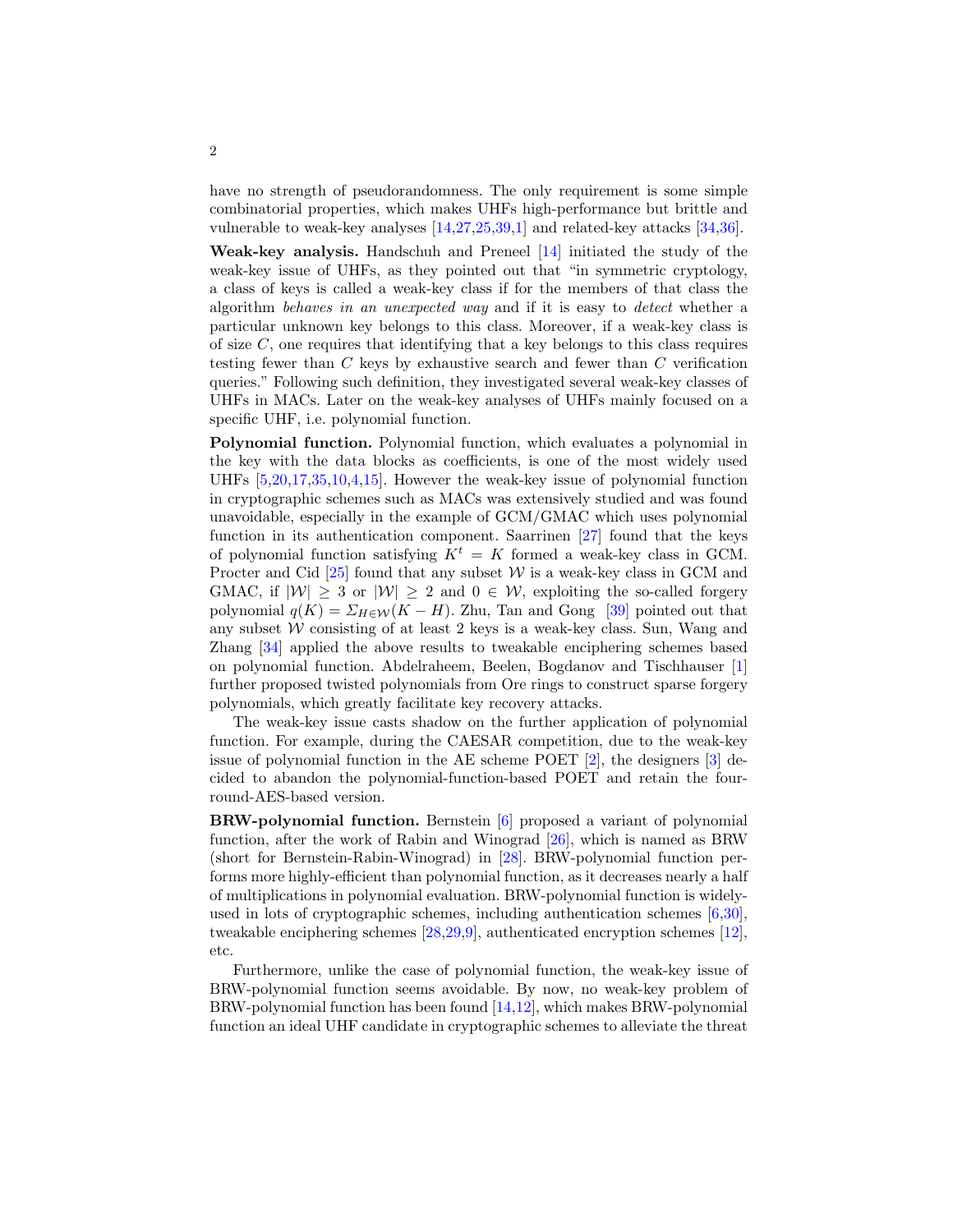have no strength of pseudorandomness. The only requirement is some simple combinatorial properties, which makes UHFs high-performance but brittle and vulnerable to weak-key analyses [14,27,25,39,1] and related-key attacks [34,36].

**Weak-key analysis.** Handschuh and Preneel [14] initiated the study of the weak-key issue of UHFs, as they pointed out that "in symmetric cryptology, a class of keys is called a weak-key class if for the members of that class the algorithm *behaves in an unexpected way* and if it is easy to *detect* whether a particular unknown key belongs to this class. Moreover, if a weak-key class is of size $C$, one requires that identifying that a key belongs to this class requires testing fewer than $C$ keys by exhaustive search and fewer than $C$ verification queries." Following such definition, they investigated several weak-key classes of UHFs in MACs. Later on the weak-key analyses of UHFs mainly focused on a specific UHF, i.e. polynomial function.

**Polynomial function.** Polynomial function, which evaluates a polynomial in the key with the data blocks as coefficients, is one of the most widely used UHFs [5,20,17,35,10,4,15]. However the weak-key issue of polynomial function in cryptographic schemes such as MACs was extensively studied and was found unavoidable, especially in the example of GCM/GMAC which uses polynomial function in its authentication component. Saarrinen [27] found that the keys of polynomial function satisfying $K^t = K$ formed a weak-key class in GCM. Procter and Cid [25] found that any subset $\mathcal{W}$ is a weak-key class in GCM and GMAC, if $|\mathcal{W}| \geq 3$ or $|\mathcal{W}| \geq 2$ and $0 \in \mathcal{W}$, exploiting the so-called forgery polynomial $q(K) = \Sigma_{H \in \mathcal{W}}(K - H)$. Zhu, Tan and Gong [39] pointed out that any subset $\mathcal{W}$ consisting of at least 2 keys is a weak-key class. Sun, Wang and Zhang [34] applied the above results to tweakable enciphering schemes based on polynomial function. Abdelraheem, Beelen, Bogdanov and Tischhauser [1] further proposed twisted polynomials from Ore rings to construct sparse forgery polynomials, which greatly facilitate key recovery attacks.

The weak-key issue casts shadow on the further application of polynomial function. For example, during the CAESAR competition, due to the weak-key issue of polynomial function in the AE scheme POET [2], the designers [3] decided to abandon the polynomial-function-based POET and retain the four-round-AES-based version.

**BRW-polynomial function.** Bernstein [6] proposed a variant of polynomial function, after the work of Rabin and Winograd [26], which is named as BRW (short for Bernstein-Rabin-Winograd) in [28]. BRW-polynomial function performs more highly-efficient than polynomial function, as it decreases nearly a half of multiplications in polynomial evaluation. BRW-polynomial function is widely-used in lots of cryptographic schemes, including authentication schemes [6,30], tweakable enciphering schemes [28,29,9], authenticated encryption schemes [12], etc.

Furthermore, unlike the case of polynomial function, the weak-key issue of BRW-polynomial function seems avoidable. By now, no weak-key problem of BRW-polynomial function has been found [14,12], which makes BRW-polynomial function an ideal UHF candidate in cryptographic schemes to alleviate the threat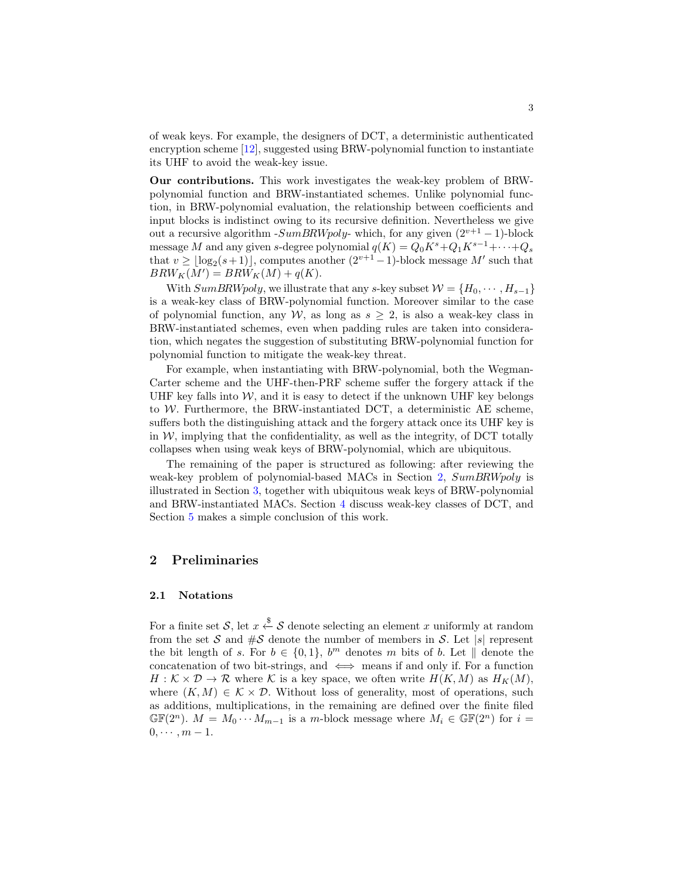of weak keys. For example, the designers of DCT, a deterministic authenticated encryption scheme [12], suggested using BRW-polynomial function to instantiate its UHF to avoid the weak-key issue.

**Our contributions.** This work investigates the weak-key problem of BRW-polynomial function and BRW-instantiated schemes. Unlike polynomial function, in BRW-polynomial evaluation, the relationship between coefficients and input blocks is indistinct owing to its recursive definition. Nevertheless we give out a recursive algorithm -*SumBRWpoly*- which, for any given $(2^{v+1}-1)$-block message $M$ and any given $s$-degree polynomial $q(K) = Q_0K^s + Q_1K^{s-1} + \cdots + Q_s$ that $v \geq \lfloor \log_2(s+1) \rfloor$, computes another $(2^{v+1}-1)$-block message $M'$ such that $BRW_K(M') = BRW_K(M) + q(K)$.

With *SumBRWpoly*, we illustrate that any $s$-key subset $\mathcal{W} = \{H_0, \cdots, H_{s-1}\}$ is a weak-key class of BRW-polynomial function. Moreover similar to the case of polynomial function, any $\mathcal{W}$, as long as $s \geq 2$, is also a weak-key class in BRW-instantiated schemes, even when padding rules are taken into consideration, which negates the suggestion of substituting BRW-polynomial function for polynomial function to mitigate the weak-key threat.

For example, when instantiating with BRW-polynomial, both the Wegman-Carter scheme and the UHF-then-PRF scheme suffer the forgery attack if the UHF key falls into $\mathcal{W}$, and it is easy to detect if the unknown UHF key belongs to $\mathcal{W}$. Furthermore, the BRW-instantiated DCT, a deterministic AE scheme, suffers both the distinguishing attack and the forgery attack once its UHF key is in $\mathcal{W}$, implying that the confidentiality, as well as the integrity, of DCT totally collapses when using weak keys of BRW-polynomial, which are ubiquitous.

The remaining of the paper is structured as following: after reviewing the weak-key problem of polynomial-based MACs in Section 2, *SumBRWpoly* is illustrated in Section 3, together with ubiquitous weak keys of BRW-polynomial and BRW-instantiated MACs. Section 4 discuss weak-key classes of DCT, and Section 5 makes a simple conclusion of this work.

## 2 Preliminaries

### 2.1 Notations

For a finite set $\mathcal{S}$, let $x \xleftarrow{\$} \mathcal{S}$ denote selecting an element $x$ uniformly at random from the set $\mathcal{S}$ and $\#\mathcal{S}$ denote the number of members in $\mathcal{S}$. Let $|s|$ represent the bit length of $s$. For $b \in \{0,1\}$, $b^m$ denotes $m$ bits of $b$. Let $\|$ denote the concatenation of two bit-strings, and $\iff$ means if and only if. For a function $H : \mathcal{K} \times \mathcal{D} \to \mathcal{R}$ where $\mathcal{K}$ is a key space, we often write $H(K, M)$ as $H_K(M)$, where $(K, M) \in \mathcal{K} \times \mathcal{D}$. Without loss of generality, most of operations, such as additions, multiplications, in the remaining are defined over the finite filed $\mathbb{GF}(2^n)$. $M = M_0 \cdots M_{m-1}$ is a $m$-block message where $M_i \in \mathbb{GF}(2^n)$ for $i = 0, \cdots, m-1$.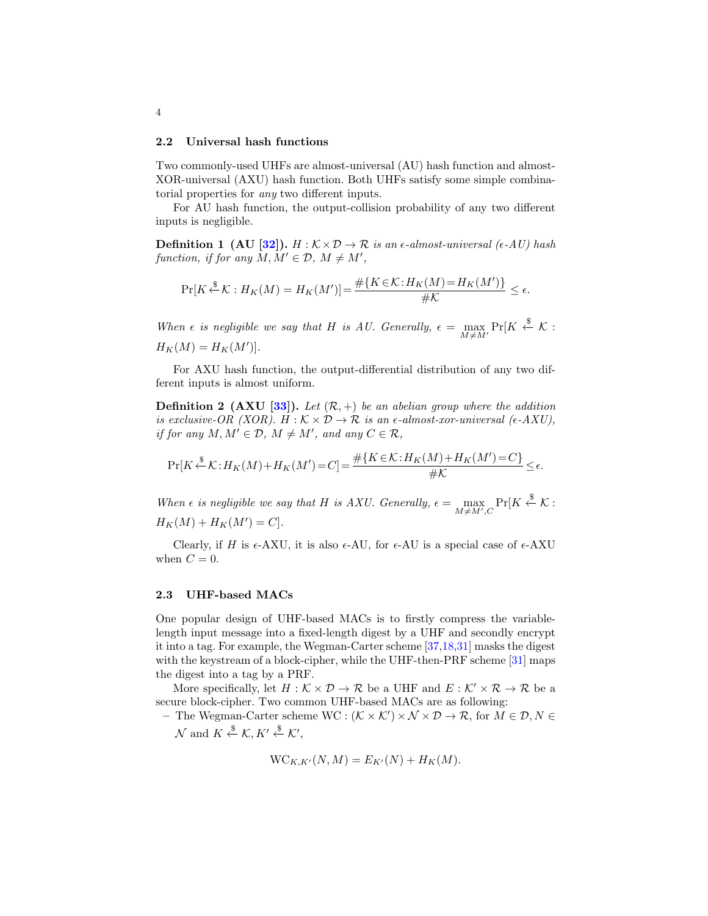### 2.2 Universal hash functions

Two commonly-used UHFs are almost-universal (AU) hash function and almost-XOR-universal (AXU) hash function. Both UHFs satisfy some simple combinatorial properties for *any* two different inputs.

For AU hash function, the output-collision probability of any two different inputs is negligible.

**Definition 1 (AU [32]).** *$H : \mathcal{K} \times \mathcal{D} \to \mathcal{R}$ is an $\epsilon$-almost-universal ($\epsilon$-AU) hash function, if for any $M, M' \in \mathcal{D}$, $M \neq M'$,*

$$\Pr[K \xleftarrow{\$} \mathcal{K} : H_K(M) = H_K(M')] = \frac{\#\{K \in \mathcal{K} : H_K(M) = H_K(M')\}}{\#\mathcal{K}} \leq \epsilon.$$

*When $\epsilon$ is negligible we say that $H$ is AU. Generally, $\epsilon = \max_{M \neq M'} \Pr[K \xleftarrow{\$} \mathcal{K} : H_K(M) = H_K(M')]$.*

For AXU hash function, the output-differential distribution of any two different inputs is almost uniform.

**Definition 2 (AXU [33]).** *Let $(\mathcal{R}, +)$ be an abelian group where the addition is exclusive-OR (XOR). $H : \mathcal{K} \times \mathcal{D} \to \mathcal{R}$ is an $\epsilon$-almost-xor-universal ($\epsilon$-AXU), if for any $M, M' \in \mathcal{D}$, $M \neq M'$, and any $C \in \mathcal{R}$,*

$$\Pr[K \xleftarrow{\$} \mathcal{K} : H_K(M) + H_K(M') = C] = \frac{\#\{K \in \mathcal{K} : H_K(M) + H_K(M') = C\}}{\#\mathcal{K}} \leq \epsilon.$$

*When $\epsilon$ is negligible we say that $H$ is AXU. Generally, $\epsilon = \max_{M \neq M', C} \Pr[K \xleftarrow{\$} \mathcal{K} : H_K(M) + H_K(M') = C]$.*

Clearly, if $H$ is $\epsilon$-AXU, it is also $\epsilon$-AU, for $\epsilon$-AU is a special case of $\epsilon$-AXU when $C = 0$.

### 2.3 UHF-based MACs

One popular design of UHF-based MACs is to firstly compress the variable-length input message into a fixed-length digest by a UHF and secondly encrypt it into a tag. For example, the Wegman-Carter scheme [37,18,31] masks the digest with the keystream of a block-cipher, while the UHF-then-PRF scheme [31] maps the digest into a tag by a PRF.

More specifically, let $H : \mathcal{K} \times \mathcal{D} \to \mathcal{R}$ be a UHF and $E : \mathcal{K}' \times \mathcal{R} \to \mathcal{R}$ be a secure block-cipher. Two common UHF-based MACs are as following:

– The Wegman-Carter scheme $\mathrm{WC} : (\mathcal{K} \times \mathcal{K}') \times \mathcal{N} \times \mathcal{D} \to \mathcal{R}$, for $M \in \mathcal{D}, N \in \mathcal{N}$ and $K \xleftarrow{\$} \mathcal{K}, K' \xleftarrow{\$} \mathcal{K}'$,

$$\mathrm{WC}_{K,K'}(N, M) = E_{K'}(N) + H_K(M).$$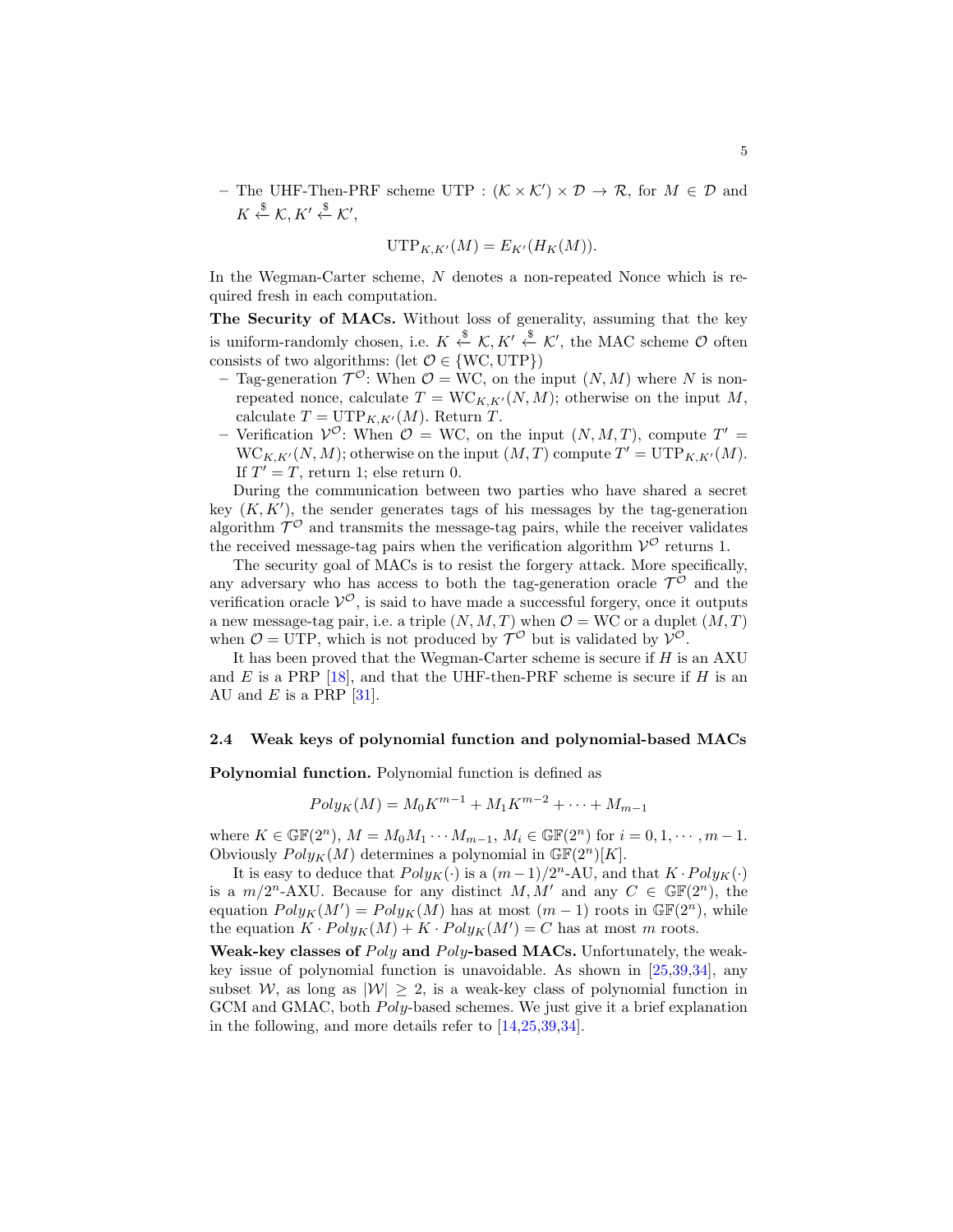– The UHF-Then-PRF scheme UTP : $(\mathcal{K} \times \mathcal{K}') \times \mathcal{D} \to \mathcal{R}$, for $M \in \mathcal{D}$ and $K \xleftarrow{\$} \mathcal{K}, K' \xleftarrow{\$} \mathcal{K}'$,

$$\mathrm{UTP}_{K,K'}(M) = E_{K'}(H_K(M)).$$

In the Wegman-Carter scheme, $N$ denotes a non-repeated Nonce which is required fresh in each computation.

**The Security of MACs.** Without loss of generality, assuming that the key is uniform-randomly chosen, i.e. $K \xleftarrow{\$} \mathcal{K}, K' \xleftarrow{\$} \mathcal{K}'$, the MAC scheme $\mathcal{O}$ often consists of two algorithms: (let $\mathcal{O} \in \{\mathrm{WC}, \mathrm{UTP}\}$)

- Tag-generation $\mathcal{T}^{\mathcal{O}}$: When $\mathcal{O} = \mathrm{WC}$, on the input $(N, M)$ where $N$ is non-repeated nonce, calculate $T = \mathrm{WC}_{K,K'}(N, M)$; otherwise on the input $M$, calculate $T = \mathrm{UTP}_{K,K'}(M)$. Return $T$.
- Verification $\mathcal{V}^{\mathcal{O}}$: When $\mathcal{O} = \mathrm{WC}$, on the input $(N, M, T)$, compute $T' = \mathrm{WC}_{K,K'}(N, M)$; otherwise on the input $(M, T)$ compute $T' = \mathrm{UTP}_{K,K'}(M)$. If $T' = T$, return 1; else return 0.

During the communication between two parties who have shared a secret key $(K, K')$, the sender generates tags of his messages by the tag-generation algorithm $\mathcal{T}^{\mathcal{O}}$ and transmits the message-tag pairs, while the receiver validates the received message-tag pairs when the verification algorithm $\mathcal{V}^{\mathcal{O}}$ returns 1.

The security goal of MACs is to resist the forgery attack. More specifically, any adversary who has access to both the tag-generation oracle $\mathcal{T}^{\mathcal{O}}$ and the verification oracle $\mathcal{V}^{\mathcal{O}}$, is said to have made a successful forgery, once it outputs a new message-tag pair, i.e. a triple $(N, M, T)$ when $\mathcal{O} = \mathrm{WC}$ or a duplet $(M, T)$ when $\mathcal{O} = \mathrm{UTP}$, which is not produced by $\mathcal{T}^{\mathcal{O}}$ but is validated by $\mathcal{V}^{\mathcal{O}}$.

It has been proved that the Wegman-Carter scheme is secure if $H$ is an AXU and $E$ is a PRP [18], and that the UHF-then-PRF scheme is secure if $H$ is an AU and $E$ is a PRP [31].

### 2.4 Weak keys of polynomial function and polynomial-based MACs

**Polynomial function.** Polynomial function is defined as

$$Poly_K(M) = M_0 K^{m-1} + M_1 K^{m-2} + \cdots + M_{m-1}$$

where $K \in \mathbb{GF}(2^n)$, $M = M_0 M_1 \cdots M_{m-1}$, $M_i \in \mathbb{GF}(2^n)$ for $i = 0, 1, \cdots, m-1$. Obviously $Poly_K(M)$ determines a polynomial in $\mathbb{GF}(2^n)[K]$.

It is easy to deduce that $Poly_K(\cdot)$ is a $(m-1)/2^n$-AU, and that $K \cdot Poly_K(\cdot)$ is a $m/2^n$-AXU. Because for any distinct $M, M'$ and any $C \in \mathbb{GF}(2^n)$, the equation $Poly_K(M') = Poly_K(M)$ has at most $(m-1)$ roots in $\mathbb{GF}(2^n)$, while the equation $K \cdot Poly_K(M) + K \cdot Poly_K(M') = C$ has at most $m$ roots.

**Weak-key classes of *Poly* and *Poly*-based MACs.** Unfortunately, the weak-key issue of polynomial function is unavoidable. As shown in [25,39,34], any subset $\mathcal{W}$, as long as $|\mathcal{W}| \geq 2$, is a weak-key class of polynomial function in GCM and GMAC, both *Poly*-based schemes. We just give it a brief explanation in the following, and more details refer to [14,25,39,34].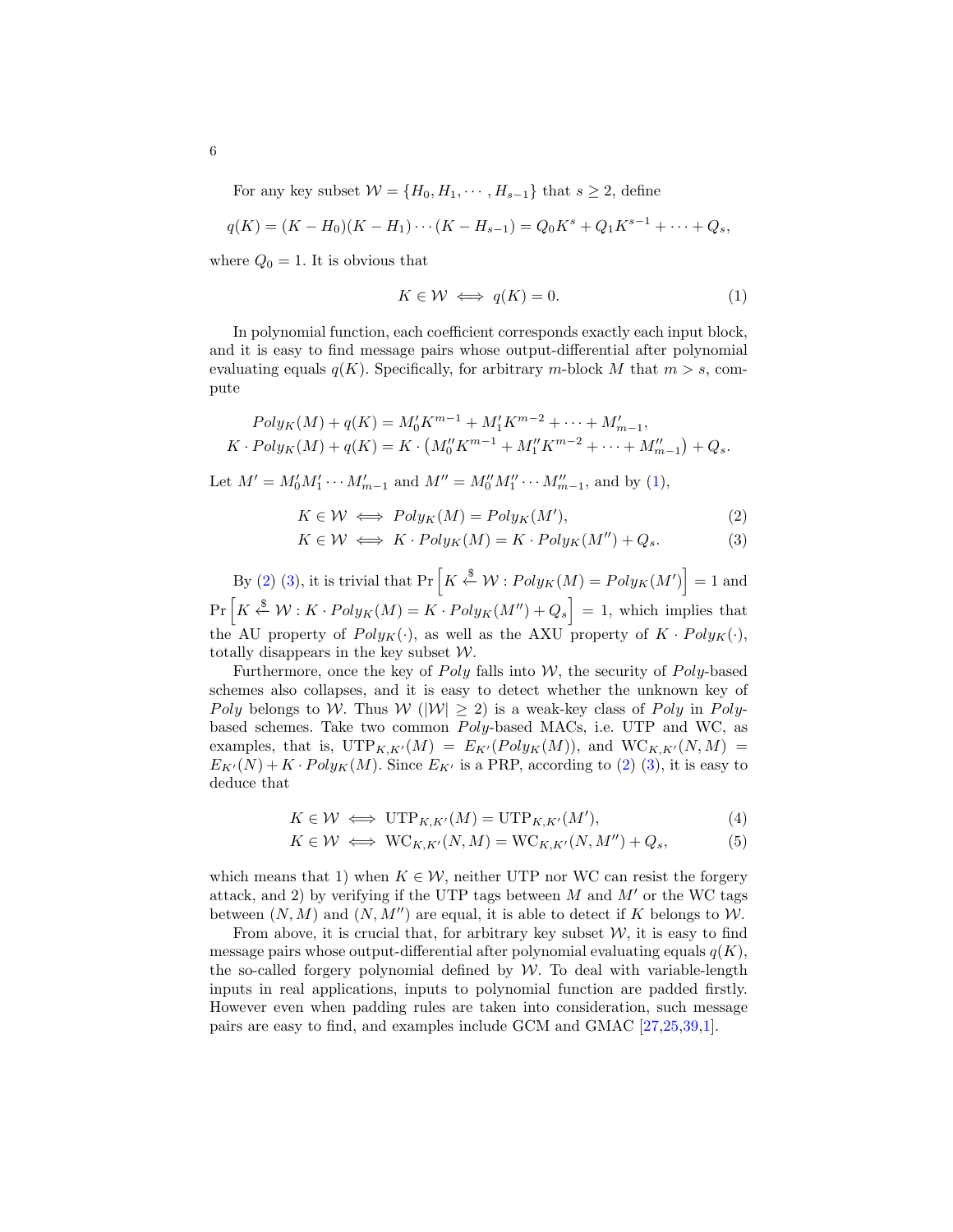For any key subset $\mathcal{W} = \{H_0, H_1, \cdots, H_{s-1}\}$ that $s \geq 2$, define

$$q(K) = (K - H_0)(K - H_1) \cdots (K - H_{s-1}) = Q_0 K^s + Q_1 K^{s-1} + \cdots + Q_s,$$

where $Q_0 = 1$. It is obvious that

$$K \in \mathcal{W} \iff q(K) = 0. \tag{1}$$

In polynomial function, each coefficient corresponds exactly each input block, and it is easy to find message pairs whose output-differential after polynomial evaluating equals $q(K)$. Specifically, for arbitrary $m$-block $M$ that $m > s$, compute

$$\begin{aligned} Poly_K(M) + q(K) &= M'_0 K^{m-1} + M'_1 K^{m-2} + \cdots + M'_{m-1}, \\ K \cdot Poly_K(M) + q(K) &= K \cdot \left( M''_0 K^{m-1} + M''_1 K^{m-2} + \cdots + M''_{m-1} \right) + Q_s. \end{aligned}$$

Let $M' = M'_0 M'_1 \cdots M'_{m-1}$ and $M'' = M''_0 M''_1 \cdots M''_{m-1}$, and by (1),

$$K \in \mathcal{W} \iff Poly_K(M) = Poly_K(M'), \tag{2}$$

$$K \in \mathcal{W} \iff K \cdot Poly_K(M) = K \cdot Poly_K(M'') + Q_s. \tag{3}$$

By (2) (3), it is trivial that $\Pr\left[K \xleftarrow{\$} \mathcal{W} : Poly_K(M) = Poly_K(M')\right] = 1$ and $\Pr\left[K \xleftarrow{\$} \mathcal{W} : K \cdot Poly_K(M) = K \cdot Poly_K(M'') + Q_s\right] = 1$, which implies that the AU property of $Poly_K(\cdot)$, as well as the AXU property of $K \cdot Poly_K(\cdot)$, totally disappears in the key subset $\mathcal{W}$.

Furthermore, once the key of *Poly* falls into $\mathcal{W}$, the security of *Poly*-based schemes also collapses, and it is easy to detect whether the unknown key of *Poly* belongs to $\mathcal{W}$. Thus $\mathcal{W}$ ($|\mathcal{W}| \geq 2$) is a weak-key class of *Poly* in *Poly*-based schemes. Take two common *Poly*-based MACs, i.e. UTP and WC, as examples, that is, $\text{UTP}_{K,K'}(M) = E_{K'}(Poly_K(M))$, and $\text{WC}_{K,K'}(N, M) = E_{K'}(N) + K \cdot Poly_K(M)$. Since $E_{K'}$ is a PRP, according to (2) (3), it is easy to deduce that

$$K \in \mathcal{W} \iff \text{UTP}_{K,K'}(M) = \text{UTP}_{K,K'}(M'), \tag{4}$$

$$K \in \mathcal{W} \iff \text{WC}_{K,K'}(N, M) = \text{WC}_{K,K'}(N, M'') + Q_s, \tag{5}$$

which means that 1) when $K \in \mathcal{W}$, neither UTP nor WC can resist the forgery attack, and 2) by verifying if the UTP tags between $M$ and $M'$ or the WC tags between $(N, M)$ and $(N, M'')$ are equal, it is able to detect if $K$ belongs to $\mathcal{W}$.

From above, it is crucial that, for arbitrary key subset $\mathcal{W}$, it is easy to find message pairs whose output-differential after polynomial evaluating equals $q(K)$, the so-called forgery polynomial defined by $\mathcal{W}$. To deal with variable-length inputs in real applications, inputs to polynomial function are padded firstly. However even when padding rules are taken into consideration, such message pairs are easy to find, and examples include GCM and GMAC [27,25,39,1].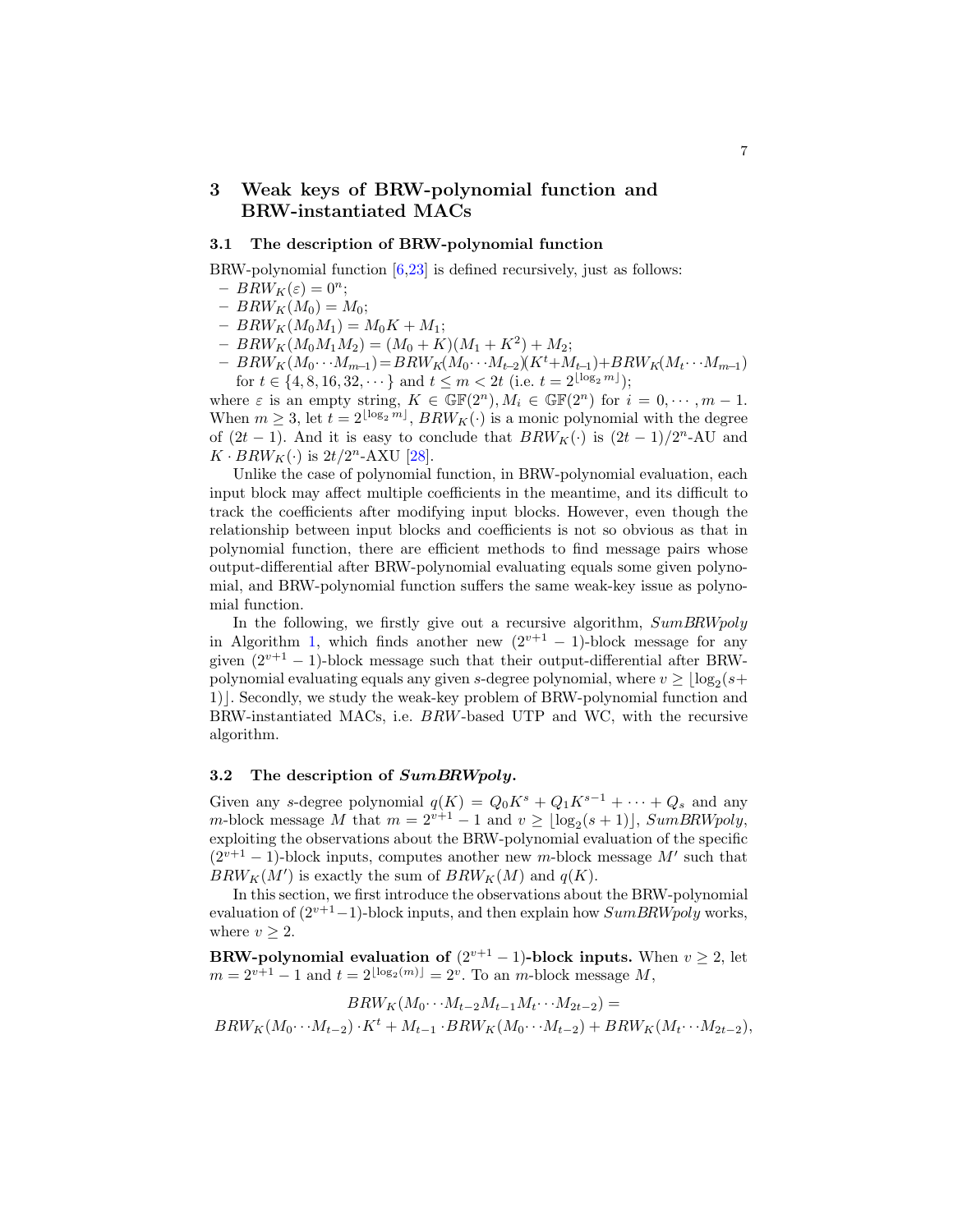## 3 Weak keys of BRW-polynomial function and BRW-instantiated MACs

### 3.1 The description of BRW-polynomial function

BRW-polynomial function [6,23] is defined recursively, just as follows:

- $BRW_K(\varepsilon) = 0^n$;
- $BRW_K(M_0) = M_0$;
- $BRW_K(M_0M_1) = M_0K + M_1$;
- $BRW_K(M_0M_1M_2) = (M_0 + K)(M_1 + K^2) + M_2$;
- $BRW_K(M_0 \cdots M_{m-1}) = BRW_K(M_0 \cdots M_{t-2})(K^t + M_{t-1}) + BRW_K(M_t \cdots M_{m-1})$ for $t \in \{4, 8, 16, 32, \cdots\}$ and $t \leq m < 2t$ (i.e. $t = 2^{\lfloor \log_2 m \rfloor}$);

where $\varepsilon$ is an empty string, $K \in \mathbb{GF}(2^n), M_i \in \mathbb{GF}(2^n)$ for $i = 0, \cdots, m-1$. When $m \geq 3$, let $t = 2^{\lfloor \log_2 m \rfloor}$, $BRW_K(\cdot)$ is a monic polynomial with the degree of $(2t-1)$. And it is easy to conclude that $BRW_K(\cdot)$ is $(2t-1)/2^n$-AU and $K \cdot BRW_K(\cdot)$ is $2t/2^n$-AXU [28].

Unlike the case of polynomial function, in BRW-polynomial evaluation, each input block may affect multiple coefficients in the meantime, and its difficult to track the coefficients after modifying input blocks. However, even though the relationship between input blocks and coefficients is not so obvious as that in polynomial function, there are efficient methods to find message pairs whose output-differential after BRW-polynomial evaluating equals some given polynomial, and BRW-polynomial function suffers the same weak-key issue as polynomial function.

In the following, we firstly give out a recursive algorithm, *SumBRWpoly* in Algorithm 1, which finds another new $(2^{v+1} - 1)$-block message for any given $(2^{v+1} - 1)$-block message such that their output-differential after BRW-polynomial evaluating equals any given $s$-degree polynomial, where $v \geq \lfloor \log_2(s+1) \rfloor$. Secondly, we study the weak-key problem of BRW-polynomial function and BRW-instantiated MACs, i.e. *BRW*-based UTP and WC, with the recursive algorithm.

### 3.2 The description of *SumBRWpoly*.

Given any $s$-degree polynomial $q(K) = Q_0K^s + Q_1K^{s-1} + \cdots + Q_s$ and any $m$-block message $M$ that $m = 2^{v+1} - 1$ and $v \geq \lfloor \log_2(s+1) \rfloor$, *SumBRWpoly*, exploiting the observations about the BRW-polynomial evaluation of the specific $(2^{v+1} - 1)$-block inputs, computes another new $m$-block message $M'$ such that $BRW_K(M')$ is exactly the sum of $BRW_K(M)$ and $q(K)$.

In this section, we first introduce the observations about the BRW-polynomial evaluation of $(2^{v+1}-1)$-block inputs, and then explain how *SumBRWpoly* works, where $v \geq 2$.

**BRW-polynomial evaluation of $(2^{v+1} - 1)$-block inputs.** When $v \geq 2$, let $m = 2^{v+1} - 1$ and $t = 2^{\lfloor \log_2(m) \rfloor} = 2^v$. To an $m$-block message $M$,

$$BRW_K(M_0 \cdots M_{t-2}M_{t-1}M_t \cdots M_{2t-2}) =$$
$$BRW_K(M_0 \cdots M_{t-2}) \cdot K^t + M_{t-1} \cdot BRW_K(M_0 \cdots M_{t-2}) + BRW_K(M_t \cdots M_{2t-2}),$$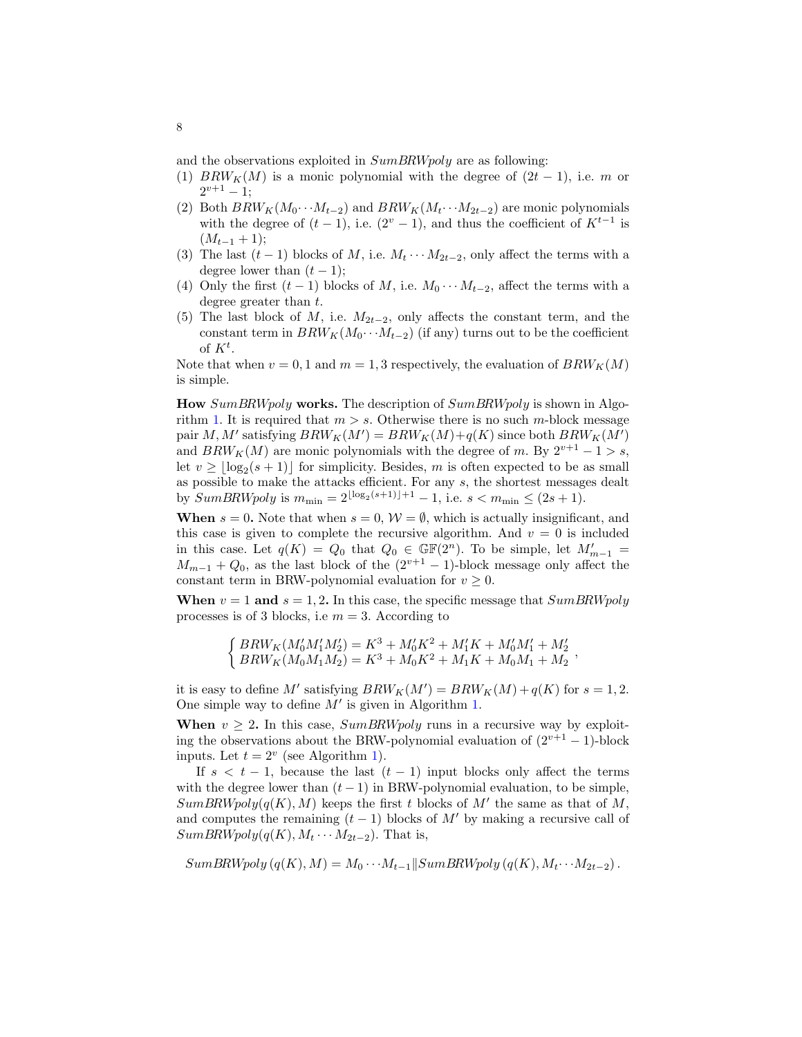and the observations exploited in *SumBRWpoly* are as following:

1. $BRW_K(M)$ is a monic polynomial with the degree of $(2t-1)$, i.e. $m$ or $2^{v+1}-1$;
2. Both $BRW_K(M_0\cdots M_{t-2})$ and $BRW_K(M_t\cdots M_{2t-2})$ are monic polynomials with the degree of $(t-1)$, i.e. $(2^v-1)$, and thus the coefficient of $K^{t-1}$ is $(M_{t-1}+1)$;
3. The last $(t-1)$ blocks of $M$, i.e. $M_t\cdots M_{2t-2}$, only affect the terms with a degree lower than $(t-1)$;
4. Only the first $(t-1)$ blocks of $M$, i.e. $M_0\cdots M_{t-2}$, affect the terms with a degree greater than $t$.
5. The last block of $M$, i.e. $M_{2t-2}$, only affects the constant term, and the constant term in $BRW_K(M_0\cdots M_{t-2})$ (if any) turns out to be the coefficient of $K^t$.

Note that when $v=0,1$ and $m=1,3$ respectively, the evaluation of $BRW_K(M)$ is simple.

**How *SumBRWpoly* works.** The description of *SumBRWpoly* is shown in Algorithm 1. It is required that $m>s$. Otherwise there is no such $m$-block message pair $M,M'$ satisfying $BRW_K(M')=BRW_K(M)+q(K)$ since both $BRW_K(M')$ and $BRW_K(M)$ are monic polynomials with the degree of $m$. By $2^{v+1}-1>s$, let $v\geq\lfloor\log_2(s+1)\rfloor$ for simplicity. Besides, $m$ is often expected to be as small as possible to make the attacks efficient. For any $s$, the shortest messages dealt by *SumBRWpoly* is $m_{\min}=2^{\lfloor\log_2(s+1)\rfloor+1}-1$, i.e. $s<m_{\min}\leq(2s+1)$.

**When $s=0$.** Note that when $s=0$, $\mathcal{W}=\emptyset$, which is actually insignificant, and this case is given to complete the recursive algorithm. And $v=0$ is included in this case. Let $q(K)=Q_0$ that $Q_0\in\mathbb{GF}(2^n)$. To be simple, let $M'_{m-1}=M_{m-1}+Q_0$, as the last block of the $(2^{v+1}-1)$-block message only affect the constant term in BRW-polynomial evaluation for $v\geq 0$.

**When $v=1$ and $s=1,2$.** In this case, the specific message that *SumBRWpoly* processes is of 3 blocks, i.e $m=3$. According to

$$\begin{cases} BRW_K(M'_0M'_1M'_2)=K^3+M'_0K^2+M'_1K+M'_0M'_1+M'_2 \\ BRW_K(M_0M_1M_2)=K^3+M_0K^2+M_1K+M_0M_1+M_2 \end{cases},$$

it is easy to define $M'$ satisfying $BRW_K(M')=BRW_K(M)+q(K)$ for $s=1,2$. One simple way to define $M'$ is given in Algorithm 1.

**When $v\geq 2$.** In this case, *SumBRWpoly* runs in a recursive way by exploiting the observations about the BRW-polynomial evaluation of $(2^{v+1}-1)$-block inputs. Let $t=2^v$ (see Algorithm 1).

If $s<t-1$, because the last $(t-1)$ input blocks only affect the terms with the degree lower than $(t-1)$ in BRW-polynomial evaluation, to be simple, $SumBRWpoly(q(K),M)$ keeps the first $t$ blocks of $M'$ the same as that of $M$, and computes the remaining $(t-1)$ blocks of $M'$ by making a recursive call of $SumBRWpoly(q(K),M_t\cdots M_{2t-2})$. That is,

$$SumBRWpoly\left(q(K),M\right)=M_0\cdots M_{t-1}\|SumBRWpoly\left(q(K),M_t\cdots M_{2t-2}\right).$$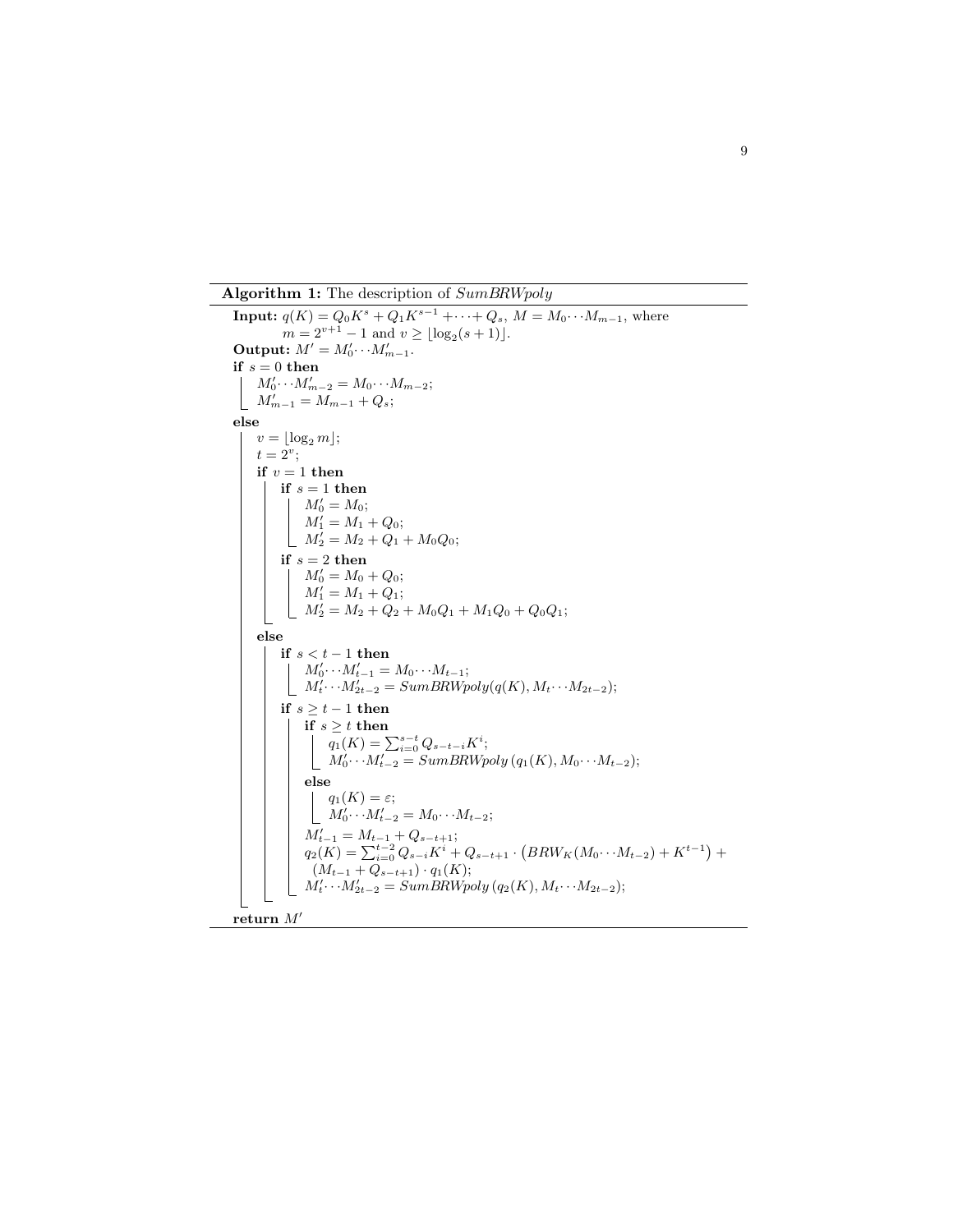**Algorithm 1:** The description of *SumBRWpoly*

```
Input: q(K) = Q_0 K^s + Q_1 K^{s-1} + ··· + Q_s, M = M_0 ··· M_{m-1}, where
       m = 2^{v+1} - 1 and v ≥ ⌊log_2(s+1)⌋.
Output: M' = M'_0 ··· M'_{m-1}.
if s = 0 then
    M'_0 ··· M'_{m-2} = M_0 ··· M_{m-2};
    M'_{m-1} = M_{m-1} + Q_s;
else
    v = ⌊log_2 m⌋;
    t = 2^v;
    if v = 1 then
        if s = 1 then
            M'_0 = M_0;
            M'_1 = M_1 + Q_0;
            M'_2 = M_2 + Q_1 + M_0 Q_0;
        if s = 2 then
            M'_0 = M_0 + Q_0;
            M'_1 = M_1 + Q_1;
            M'_2 = M_2 + Q_2 + M_0 Q_1 + M_1 Q_0 + Q_0 Q_1;
    else
        if s < t - 1 then
            M'_0 ··· M'_{t-1} = M_0 ··· M_{t-1};
            M'_t ··· M'_{2t-2} = SumBRWpoly(q(K), M_t ··· M_{2t-2});
        if s ≥ t - 1 then
            if s ≥ t then
                q_1(K) = Σ_{i=0}^{s-t} Q_{s-t-i} K^i;
                M'_0 ··· M'_{t-2} = SumBRWpoly(q_1(K), M_0 ··· M_{t-2});
            else
                q_1(K) = ε;
                M'_0 ··· M'_{t-2} = M_0 ··· M_{t-2};
            M'_{t-1} = M_{t-1} + Q_{s-t+1};
            q_2(K) = Σ_{i=0}^{t-2} Q_{s-i} K^i + Q_{s-t+1} · (BRW_K(M_0 ··· M_{t-2}) + K^{t-1}) +
                (M_{t-1} + Q_{s-t+1}) · q_1(K);
            M'_t ··· M'_{2t-2} = SumBRWpoly(q_2(K), M_t ··· M_{2t-2});
return M'
```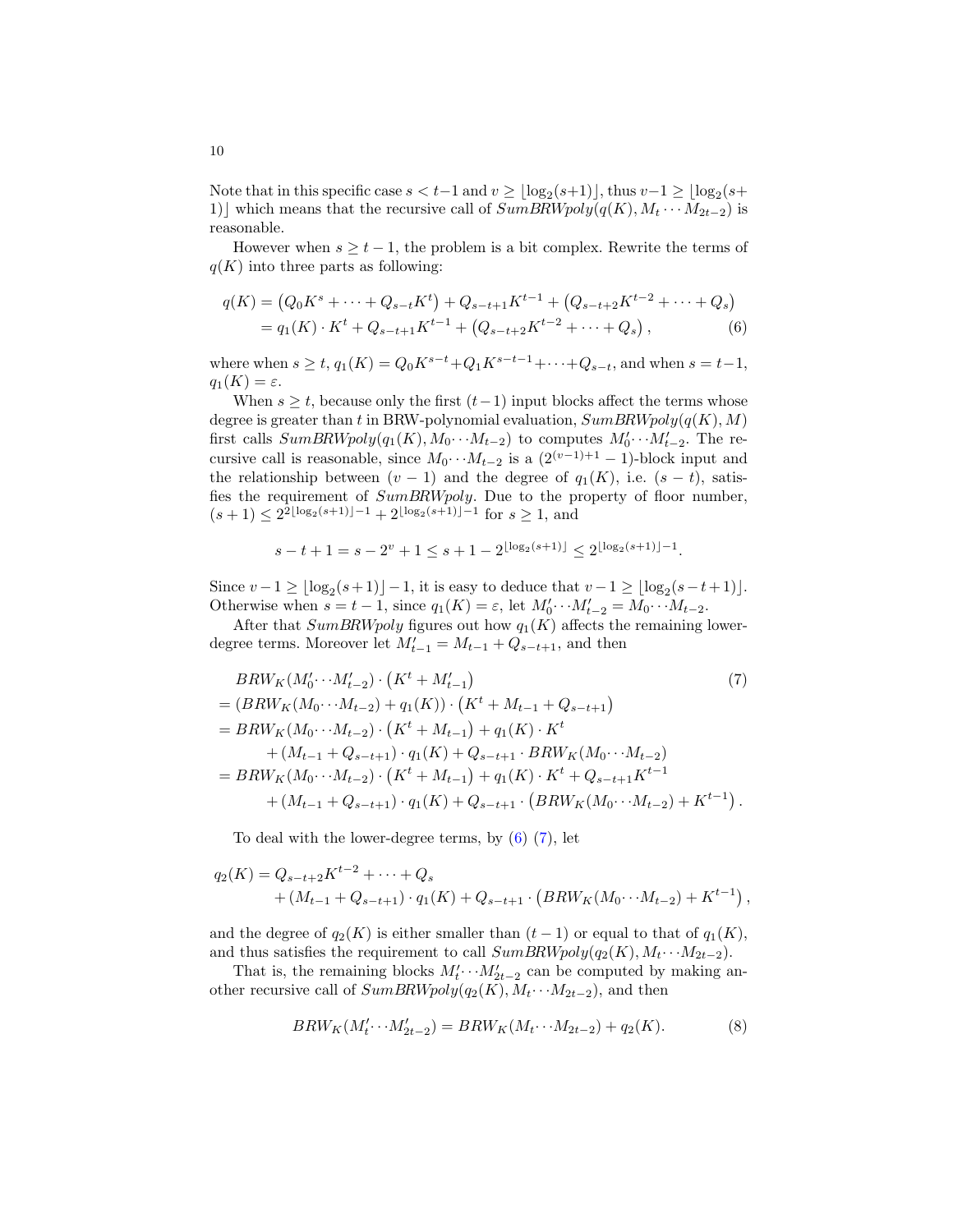Note that in this specific case $s < t-1$ and $v \geq \lfloor \log_2(s+1) \rfloor$, thus $v-1 \geq \lfloor \log_2(s+1) \rfloor$ which means that the recursive call of $SumBRWpoly(q(K), M_t \cdots M_{2t-2})$ is reasonable.

However when $s \geq t-1$, the problem is a bit complex. Rewrite the terms of $q(K)$ into three parts as following:

$$
\begin{aligned}
q(K) &= \left(Q_0 K^s + \cdots + Q_{s-t} K^t\right) + Q_{s-t+1} K^{t-1} + \left(Q_{s-t+2} K^{t-2} + \cdots + Q_s\right) \\
&= q_1(K) \cdot K^t + Q_{s-t+1} K^{t-1} + \left(Q_{s-t+2} K^{t-2} + \cdots + Q_s\right), \qquad (6)
\end{aligned}
$$

where when $s \geq t$, $q_1(K) = Q_0 K^{s-t} + Q_1 K^{s-t-1} + \cdots + Q_{s-t}$, and when $s = t-1$, $q_1(K) = \varepsilon$.

When $s \geq t$, because only the first $(t-1)$ input blocks affect the terms whose degree is greater than $t$ in BRW-polynomial evaluation, $SumBRWpoly(q(K), M)$ first calls $SumBRWpoly(q_1(K), M_0 \cdots M_{t-2})$ to computes $M'_0 \cdots M'_{t-2}$. The recursive call is reasonable, since $M_0 \cdots M_{t-2}$ is a $(2^{(v-1)+1} - 1)$-block input and the relationship between $(v-1)$ and the degree of $q_1(K)$, i.e. $(s-t)$, satisfies the requirement of $SumBRWpoly$. Due to the property of floor number, $(s+1) \leq 2^{2\lfloor \log_2(s+1) \rfloor - 1} + 2^{\lfloor \log_2(s+1) \rfloor - 1}$ for $s \geq 1$, and

$$
s - t + 1 = s - 2^v + 1 \leq s + 1 - 2^{\lfloor \log_2(s+1) \rfloor} \leq 2^{\lfloor \log_2(s+1) \rfloor - 1}.
$$

Since $v - 1 \geq \lfloor \log_2(s+1) \rfloor - 1$, it is easy to deduce that $v - 1 \geq \lfloor \log_2(s-t+1) \rfloor$. Otherwise when $s = t-1$, since $q_1(K) = \varepsilon$, let $M'_0 \cdots M'_{t-2} = M_0 \cdots M_{t-2}$.

After that $SumBRWpoly$ figures out how $q_1(K)$ affects the remaining lower-degree terms. Moreover let $M'_{t-1} = M_{t-1} + Q_{s-t+1}$, and then

$$
\begin{aligned}
& BRW_K(M'_0 \cdots M'_{t-2}) \cdot \left(K^t + M'_{t-1}\right) \qquad (7) \\
&= \left(BRW_K(M_0 \cdots M_{t-2}) + q_1(K)\right) \cdot \left(K^t + M_{t-1} + Q_{s-t+1}\right) \\
&= BRW_K(M_0 \cdots M_{t-2}) \cdot \left(K^t + M_{t-1}\right) + q_1(K) \cdot K^t \\
&\qquad + (M_{t-1} + Q_{s-t+1}) \cdot q_1(K) + Q_{s-t+1} \cdot BRW_K(M_0 \cdots M_{t-2}) \\
&= BRW_K(M_0 \cdots M_{t-2}) \cdot \left(K^t + M_{t-1}\right) + q_1(K) \cdot K^t + Q_{s-t+1} K^{t-1} \\
&\qquad + (M_{t-1} + Q_{s-t+1}) \cdot q_1(K) + Q_{s-t+1} \cdot \left(BRW_K(M_0 \cdots M_{t-2}) + K^{t-1}\right).
\end{aligned}
$$

To deal with the lower-degree terms, by (6) (7), let

$$
\begin{aligned}
q_2(K) &= Q_{s-t+2} K^{t-2} + \cdots + Q_s \\
&\qquad + (M_{t-1} + Q_{s-t+1}) \cdot q_1(K) + Q_{s-t+1} \cdot \left(BRW_K(M_0 \cdots M_{t-2}) + K^{t-1}\right),
\end{aligned}
$$

and the degree of $q_2(K)$ is either smaller than $(t-1)$ or equal to that of $q_1(K)$, and thus satisfies the requirement to call $SumBRWpoly(q_2(K), M_t \cdots M_{2t-2})$.

That is, the remaining blocks $M'_t \cdots M'_{2t-2}$ can be computed by making another recursive call of $SumBRWpoly(q_2(K), M_t \cdots M_{2t-2})$, and then

$$
BRW_K(M'_t \cdots M'_{2t-2}) = BRW_K(M_t \cdots M_{2t-2}) + q_2(K). \qquad (8)
$$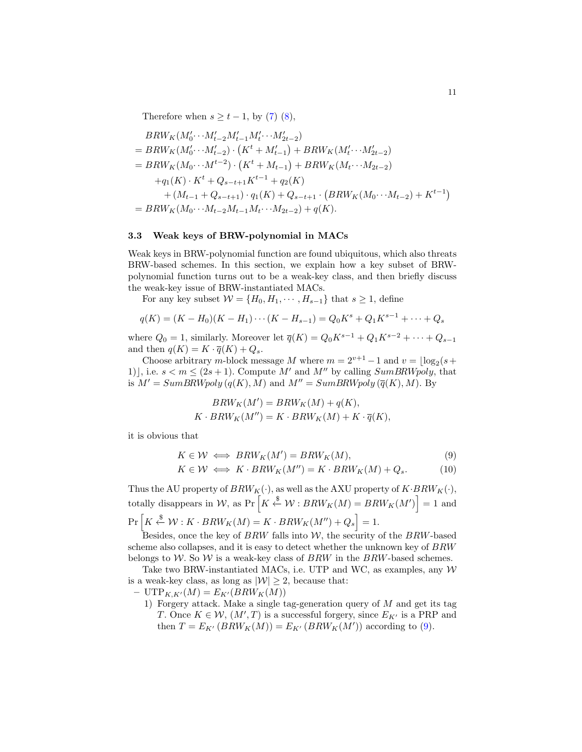Therefore when $s \geq t-1$, by (7) (8),

$$
\begin{aligned}
&BRW_K(M'_0 \cdots M'_{t-2} M'_{t-1} M'_t \cdots M'_{2t-2}) \\
&= BRW_K(M'_0 \cdots M'_{t-2}) \cdot \left(K^t + M'_{t-1}\right) + BRW_K(M'_t \cdots M'_{2t-2}) \\
&= BRW_K(M_0 \cdots M^{t-2}) \cdot \left(K^t + M_{t-1}\right) + BRW_K(M_t \cdots M_{2t-2}) \\
&\quad + q_1(K) \cdot K^t + Q_{s-t+1} K^{t-1} + q_2(K) \\
&\qquad + (M_{t-1} + Q_{s-t+1}) \cdot q_1(K) + Q_{s-t+1} \cdot \left(BRW_K(M_0 \cdots M_{t-2}) + K^{t-1}\right) \\
&= BRW_K(M_0 \cdots M_{t-2} M_{t-1} M_t \cdots M_{2t-2}) + q(K).
\end{aligned}
$$

### 3.3 Weak keys of BRW-polynomial in MACs

Weak keys in BRW-polynomial function are found ubiquitous, which also threats BRW-based schemes. In this section, we explain how a key subset of BRW-polynomial function turns out to be a weak-key class, and then briefly discuss the weak-key issue of BRW-instantiated MACs.

For any key subset $\mathcal{W} = \{H_0, H_1, \cdots, H_{s-1}\}$ that $s \geq 1$, define

$$
q(K) = (K - H_0)(K - H_1) \cdots (K - H_{s-1}) = Q_0 K^s + Q_1 K^{s-1} + \cdots + Q_s
$$

where $Q_0 = 1$, similarly. Moreover let $\overline{q}(K) = Q_0 K^{s-1} + Q_1 K^{s-2} + \cdots + Q_{s-1}$ and then $q(K) = K \cdot \overline{q}(K) + Q_s$.

Choose arbitrary $m$-block message $M$ where $m = 2^{v+1} - 1$ and $v = \lfloor \log_2(s+1) \rfloor$, i.e. $s < m \leq (2s+1)$. Compute $M'$ and $M''$ by calling *SumBRWpoly*, that is $M' = SumBRWpoly\left(q(K), M\right)$ and $M'' = SumBRWpoly\left(\overline{q}(K), M\right)$. By

$$
\begin{aligned}
BRW_K(M') &= BRW_K(M) + q(K), \\
K \cdot BRW_K(M'') &= K \cdot BRW_K(M) + K \cdot \overline{q}(K),
\end{aligned}
$$

it is obvious that

$$
K \in \mathcal{W} \iff BRW_K(M') = BRW_K(M), \tag{9}
$$

$$
K \in \mathcal{W} \iff K \cdot BRW_K(M'') = K \cdot BRW_K(M) + Q_s. \tag{10}
$$

Thus the AU property of $BRW_K(\cdot)$, as well as the AXU property of $K \cdot BRW_K(\cdot)$, totally disappears in $\mathcal{W}$, as $\Pr\left[K \xleftarrow{\$} \mathcal{W} : BRW_K(M) = BRW_K(M')\right] = 1$ and $\Pr\left[K \xleftarrow{\$} \mathcal{W} : K \cdot BRW_K(M) = K \cdot BRW_K(M'') + Q_s\right] = 1$.

Besides, once the key of $BRW$ falls into $\mathcal{W}$, the security of the $BRW$-based scheme also collapses, and it is easy to detect whether the unknown key of $BRW$ belongs to $\mathcal{W}$. So $\mathcal{W}$ is a weak-key class of $BRW$ in the $BRW$-based schemes.

Take two BRW-instantiated MACs, i.e. UTP and WC, as examples, any $\mathcal{W}$ is a weak-key class, as long as $|\mathcal{W}| \geq 2$, because that:

- $\text{UTP}_{K,K'}(M) = E_{K'}(BRW_K(M))$
  1) Forgery attack. Make a single tag-generation query of $M$ and get its tag $T$. Once $K \in \mathcal{W}$, $(M', T)$ is a successful forgery, since $E_{K'}$ is a PRP and then $T = E_{K'}\left(BRW_K(M)\right) = E_{K'}\left(BRW_K(M')\right)$ according to (9).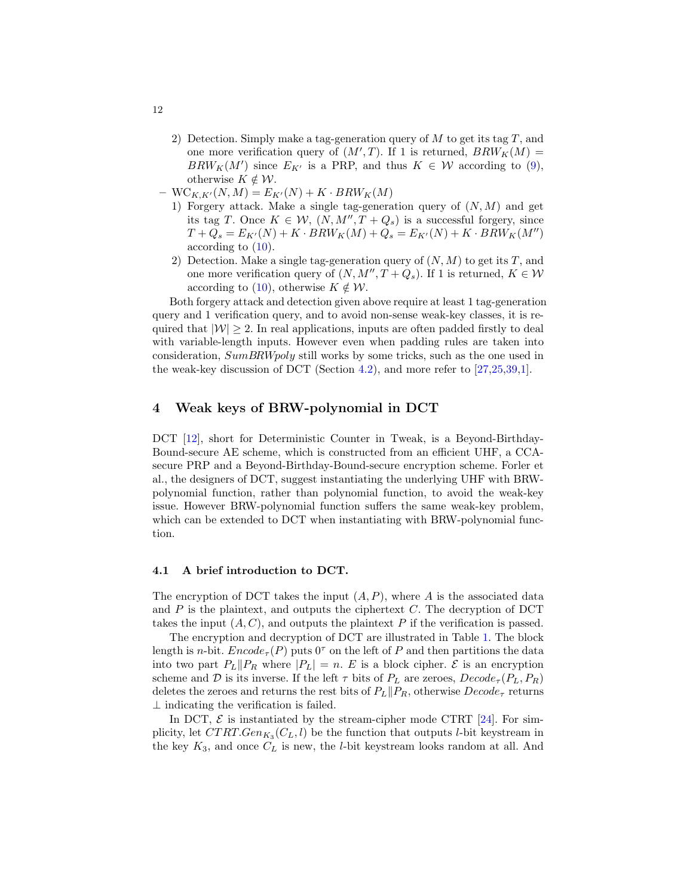2) Detection. Simply make a tag-generation query of $M$ to get its tag $T$, and one more verification query of $(M', T)$. If 1 is returned, $BRW_K(M) = BRW_K(M')$ since $E_{K'}$ is a PRP, and thus $K \in \mathcal{W}$ according to (9), otherwise $K \notin \mathcal{W}$.

- $\mathrm{WC}_{K,K'}(N, M) = E_{K'}(N) + K \cdot BRW_K(M)$
   1) Forgery attack. Make a single tag-generation query of $(N, M)$ and get its tag $T$. Once $K \in \mathcal{W}$, $(N, M'', T + Q_s)$ is a successful forgery, since $T + Q_s = E_{K'}(N) + K \cdot BRW_K(M) + Q_s = E_{K'}(N) + K \cdot BRW_K(M'')$ according to (10).
   2) Detection. Make a single tag-generation query of $(N, M)$ to get its $T$, and one more verification query of $(N, M'', T + Q_s)$. If 1 is returned, $K \in \mathcal{W}$ according to (10), otherwise $K \notin \mathcal{W}$.

Both forgery attack and detection given above require at least 1 tag-generation query and 1 verification query, and to avoid non-sense weak-key classes, it is required that $|\mathcal{W}| \geq 2$. In real applications, inputs are often padded firstly to deal with variable-length inputs. However even when padding rules are taken into consideration, *SumBRWpoly* still works by some tricks, such as the one used in the weak-key discussion of DCT (Section 4.2), and more refer to [27,25,39,1].

## 4 Weak keys of BRW-polynomial in DCT

DCT [12], short for Deterministic Counter in Tweak, is a Beyond-Birthday-Bound-secure AE scheme, which is constructed from an efficient UHF, a CCA-secure PRP and a Beyond-Birthday-Bound-secure encryption scheme. Forler et al., the designers of DCT, suggest instantiating the underlying UHF with BRW-polynomial function, rather than polynomial function, to avoid the weak-key issue. However BRW-polynomial function suffers the same weak-key problem, which can be extended to DCT when instantiating with BRW-polynomial function.

### 4.1 A brief introduction to DCT.

The encryption of DCT takes the input $(A, P)$, where $A$ is the associated data and $P$ is the plaintext, and outputs the ciphertext $C$. The decryption of DCT takes the input $(A, C)$, and outputs the plaintext $P$ if the verification is passed.

The encryption and decryption of DCT are illustrated in Table 1. The block length is $n$-bit. $Encode_\tau(P)$ puts $0^\tau$ on the left of $P$ and then partitions the data into two part $P_L \| P_R$ where $|P_L| = n$. $E$ is a block cipher. $\mathcal{E}$ is an encryption scheme and $\mathcal{D}$ is its inverse. If the left $\tau$ bits of $P_L$ are zeroes, $Decode_\tau(P_L, P_R)$ deletes the zeroes and returns the rest bits of $P_L \| P_R$, otherwise $Decode_\tau$ returns $\perp$ indicating the verification is failed.

In DCT, $\mathcal{E}$ is instantiated by the stream-cipher mode CTRT [24]. For simplicity, let $CTRT.Gen_{K_3}(C_L, l)$ be the function that outputs $l$-bit keystream in the key $K_3$, and once $C_L$ is new, the $l$-bit keystream looks random at all. And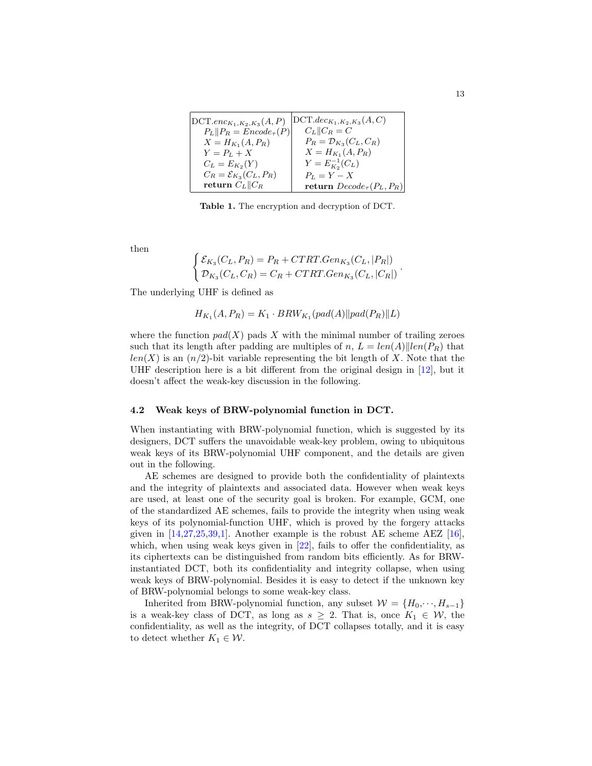| $\text{DCT}.enc_{K_1,K_2,K_3}(A,P)$ | $\text{DCT}.dec_{K_1,K_2,K_3}(A,C)$ |
| --- | --- |
| $P_L \| P_R = Encode_\tau(P)$ | $C_L \| C_R = C$ |
| $X = H_{K_1}(A, P_R)$ | $P_R = \mathcal{D}_{K_3}(C_L, C_R)$ |
| $Y = P_L + X$ | $X = H_{K_1}(A, P_R)$ |
| $C_L = E_{K_2}(Y)$ | $Y = E^{-1}_{K_2}(C_L)$ |
| $C_R = \mathcal{E}_{K_3}(C_L, P_R)$ | $P_L = Y - X$ |
| **return** $C_L \| C_R$ | **return** $Decode_\tau(P_L, P_R)$ |

**Table 1.** The encryption and decryption of DCT.

then

$$\begin{cases} \mathcal{E}_{K_3}(C_L, P_R) = P_R + CTRT.Gen_{K_3}(C_L, |P_R|) \\ \mathcal{D}_{K_3}(C_L, C_R) = C_R + CTRT.Gen_{K_3}(C_L, |C_R|) \end{cases}.$$

The underlying UHF is defined as

$$H_{K_1}(A, P_R) = K_1 \cdot BRW_{K_1}(pad(A) \| pad(P_R) \| L)$$

where the function $pad(X)$ pads $X$ with the minimal number of trailing zeroes such that its length after padding are multiples of $n$, $L = len(A) \| len(P_R)$ that $len(X)$ is an $(n/2)$-bit variable representing the bit length of $X$. Note that the UHF description here is a bit different from the original design in [12], but it doesn't affect the weak-key discussion in the following.

### 4.2 Weak keys of BRW-polynomial function in DCT.

When instantiating with BRW-polynomial function, which is suggested by its designers, DCT suffers the unavoidable weak-key problem, owing to ubiquitous weak keys of its BRW-polynomial UHF component, and the details are given out in the following.

AE schemes are designed to provide both the confidentiality of plaintexts and the integrity of plaintexts and associated data. However when weak keys are used, at least one of the security goal is broken. For example, GCM, one of the standardized AE schemes, fails to provide the integrity when using weak keys of its polynomial-function UHF, which is proved by the forgery attacks given in [14,27,25,39,1]. Another example is the robust AE scheme AEZ [16], which, when using weak keys given in [22], fails to offer the confidentiality, as its ciphertexts can be distinguished from random bits efficiently. As for BRW-instantiated DCT, both its confidentiality and integrity collapse, when using weak keys of BRW-polynomial. Besides it is easy to detect if the unknown key of BRW-polynomial belongs to some weak-key class.

Inherited from BRW-polynomial function, any subset $\mathcal{W} = \{H_0, \cdots, H_{s-1}\}$ is a weak-key class of DCT, as long as $s \geq 2$. That is, once $K_1 \in \mathcal{W}$, the confidentiality, as well as the integrity, of DCT collapses totally, and it is easy to detect whether $K_1 \in \mathcal{W}$.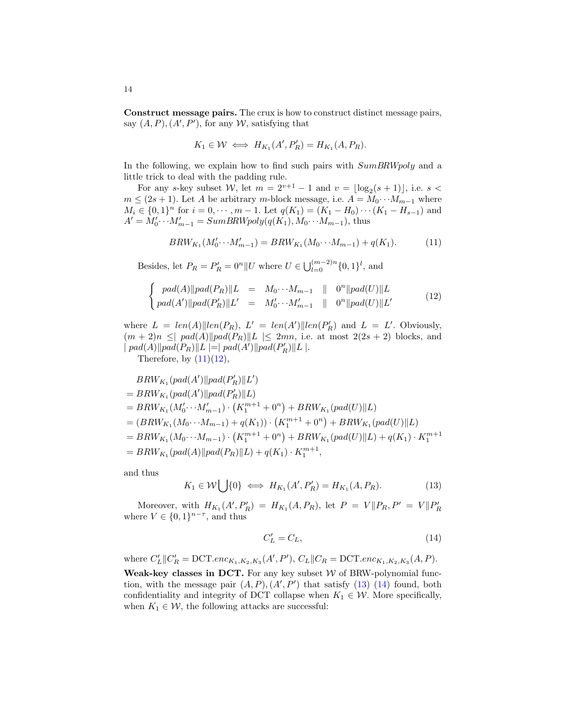**Construct message pairs.** The crux is how to construct distinct message pairs, say $(A, P), (A', P')$, for any $\mathcal{W}$, satisfying that

$$K_1 \in \mathcal{W} \iff H_{K_1}(A', P'_R) = H_{K_1}(A, P_R).$$

In the following, we explain how to find such pairs with *SumBRWpoly* and a little trick to deal with the padding rule.

For any $s$-key subset $\mathcal{W}$, let $m = 2^{v+1} - 1$ and $v = \lfloor \log_2(s+1) \rfloor$, i.e. $s < m \leq (2s+1)$. Let $A$ be arbitrary $m$-block message, i.e. $A = M_0 \cdots M_{m-1}$ where $M_i \in \{0,1\}^n$ for $i = 0, \cdots, m-1$. Let $q(K_1) = (K_1 - H_0) \cdots (K_1 - H_{s-1})$ and $A' = M'_0 \cdots M'_{m-1} = SumBRWpoly(q(K_1), M_0 \cdots M_{m-1})$, thus

$$BRW_{K_1}(M'_0 \cdots M'_{m-1}) = BRW_{K_1}(M_0 \cdots M_{m-1}) + q(K_1). \tag{11}$$

Besides, let $P_R = P'_R = 0^n \| U$ where $U \in \bigcup_{l=0}^{(m-2)n} \{0,1\}^l$, and

$$\begin{cases} pad(A) \| pad(P_R) \| L &= M_0 \cdots M_{m-1} \quad \| \quad 0^n \| pad(U) \| L \\ pad(A') \| pad(P'_R) \| L' &= M'_0 \cdots M'_{m-1} \quad \| \quad 0^n \| pad(U) \| L' \end{cases} \tag{12}$$

where $L = len(A) \| len(P_R)$, $L' = len(A') \| len(P'_R)$ and $L = L'$. Obviously, $(m+2)n \leq |\ pad(A) \| pad(P_R) \| L\ | \leq 2mn$, i.e. at most $2(2s+2)$ blocks, and $|\ pad(A) \| pad(P_R) \| L\ | = |\ pad(A') \| pad(P'_R) \| L\ |$.

Therefore, by (11)(12),

$$\begin{aligned}
& BRW_{K_1}(pad(A') \| pad(P'_R) \| L') \\
&= BRW_{K_1}(pad(A') \| pad(P'_R) \| L) \\
&= BRW_{K_1}(M'_0 \cdots M'_{m-1}) \cdot \left(K_1^{m+1} + 0^n\right) + BRW_{K_1}(pad(U) \| L) \\
&= \left(BRW_{K_1}(M_0 \cdots M_{m-1}) + q(K_1)\right) \cdot \left(K_1^{m+1} + 0^n\right) + BRW_{K_1}(pad(U) \| L) \\
&= BRW_{K_1}(M_0 \cdots M_{m-1}) \cdot \left(K_1^{m+1} + 0^n\right) + BRW_{K_1}(pad(U) \| L) + q(K_1) \cdot K_1^{m+1} \\
&= BRW_{K_1}(pad(A) \| pad(P_R) \| L) + q(K_1) \cdot K_1^{m+1},
\end{aligned}$$

and thus

$$K_1 \in \mathcal{W} \bigcup \{0\} \iff H_{K_1}(A', P'_R) = H_{K_1}(A, P_R). \tag{13}$$

Moreover, with $H_{K_1}(A', P'_R) = H_{K_1}(A, P_R)$, let $P = V \| P_R, P' = V \| P'_R$ where $V \in \{0,1\}^{n-\tau}$, and thus

$$C'_L = C_L, \tag{14}$$

where $C'_L \| C'_R = \text{DCT}.enc_{K_1,K_2,K_3}(A', P')$, $C_L \| C_R = \text{DCT}.enc_{K_1,K_2,K_3}(A, P)$.

**Weak-key classes in DCT.** For any key subset $\mathcal{W}$ of BRW-polynomial function, with the message pair $(A, P), (A', P')$ that satisfy (13) (14) found, both confidentiality and integrity of DCT collapse when $K_1 \in \mathcal{W}$. More specifically, when $K_1 \in \mathcal{W}$, the following attacks are successful: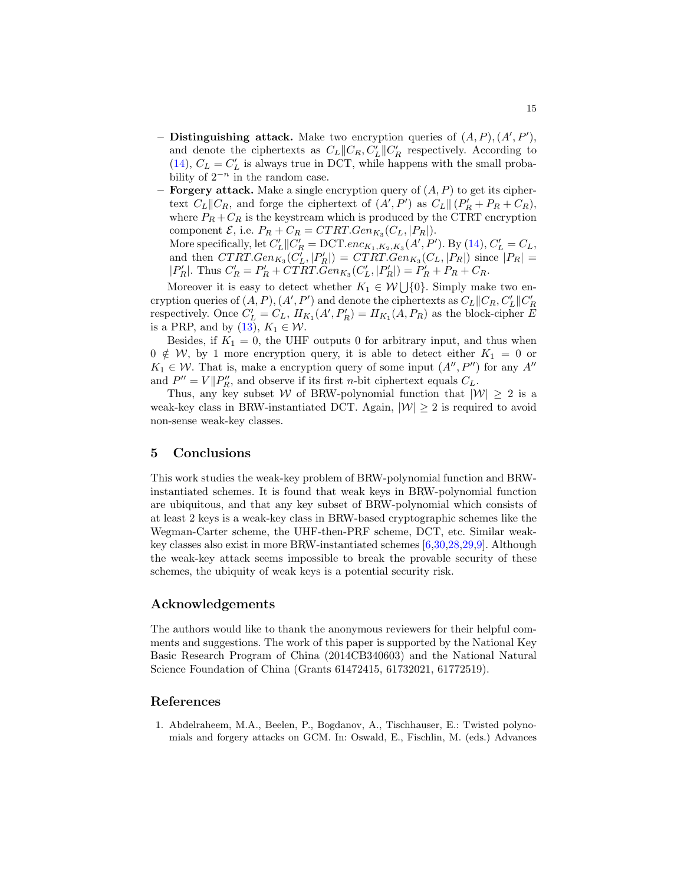- **Distinguishing attack.** Make two encryption queries of $(A, P), (A', P')$, and denote the ciphertexts as $C_L \| C_R, C'_L \| C'_R$ respectively. According to (14), $C_L = C'_L$ is always true in DCT, while happens with the small probability of $2^{-n}$ in the random case.
- **Forgery attack.** Make a single encryption query of $(A, P)$ to get its ciphertext $C_L \| C_R$, and forge the ciphertext of $(A', P')$ as $C_L \| (P'_R + P_R + C_R)$, where $P_R + C_R$ is the keystream which is produced by the CTRT encryption component $\mathcal{E}$, i.e. $P_R + C_R = CTRT.Gen_{K_3}(C_L, |P_R|)$.
  More specifically, let $C'_L \| C'_R = \text{DCT}.enc_{K_1,K_2,K_3}(A', P')$. By (14), $C'_L = C_L$, and then $CTRT.Gen_{K_3}(C'_L, |P'_R|) = CTRT.Gen_{K_3}(C_L, |P_R|)$ since $|P_R| = |P'_R|$. Thus $C'_R = P'_R + CTRT.Gen_{K_3}(C'_L, |P'_R|) = P'_R + P_R + C_R$.

Moreover it is easy to detect whether $K_1 \in \mathcal{W} \bigcup \{0\}$. Simply make two encryption queries of $(A, P), (A', P')$ and denote the ciphertexts as $C_L \| C_R, C'_L \| C'_R$ respectively. Once $C'_L = C_L$, $H_{K_1}(A', P'_R) = H_{K_1}(A, P_R)$ as the block-cipher $E$ is a PRP, and by (13), $K_1 \in \mathcal{W}$.

Besides, if $K_1 = 0$, the UHF outputs 0 for arbitrary input, and thus when $0 \notin \mathcal{W}$, by 1 more encryption query, it is able to detect either $K_1 = 0$ or $K_1 \in \mathcal{W}$. That is, make a encryption query of some input $(A'', P'')$ for any $A''$ and $P'' = V \| P''_R$, and observe if its first $n$-bit ciphertext equals $C_L$.

Thus, any key subset $\mathcal{W}$ of BRW-polynomial function that $|\mathcal{W}| \geq 2$ is a weak-key class in BRW-instantiated DCT. Again, $|\mathcal{W}| \geq 2$ is required to avoid non-sense weak-key classes.

## 5 Conclusions

This work studies the weak-key problem of BRW-polynomial function and BRW-instantiated schemes. It is found that weak keys in BRW-polynomial function are ubiquitous, and that any key subset of BRW-polynomial which consists of at least 2 keys is a weak-key class in BRW-based cryptographic schemes like the Wegman-Carter scheme, the UHF-then-PRF scheme, DCT, etc. Similar weak-key classes also exist in more BRW-instantiated schemes [6,30,28,29,9]. Although the weak-key attack seems impossible to break the provable security of these schemes, the ubiquity of weak keys is a potential security risk.

## Acknowledgements

The authors would like to thank the anonymous reviewers for their helpful comments and suggestions. The work of this paper is supported by the National Key Basic Research Program of China (2014CB340603) and the National Natural Science Foundation of China (Grants 61472415, 61732021, 61772519).

## References

1. Abdelraheem, M.A., Beelen, P., Bogdanov, A., Tischhauser, E.: Twisted polynomials and forgery attacks on GCM. In: Oswald, E., Fischlin, M. (eds.) Advances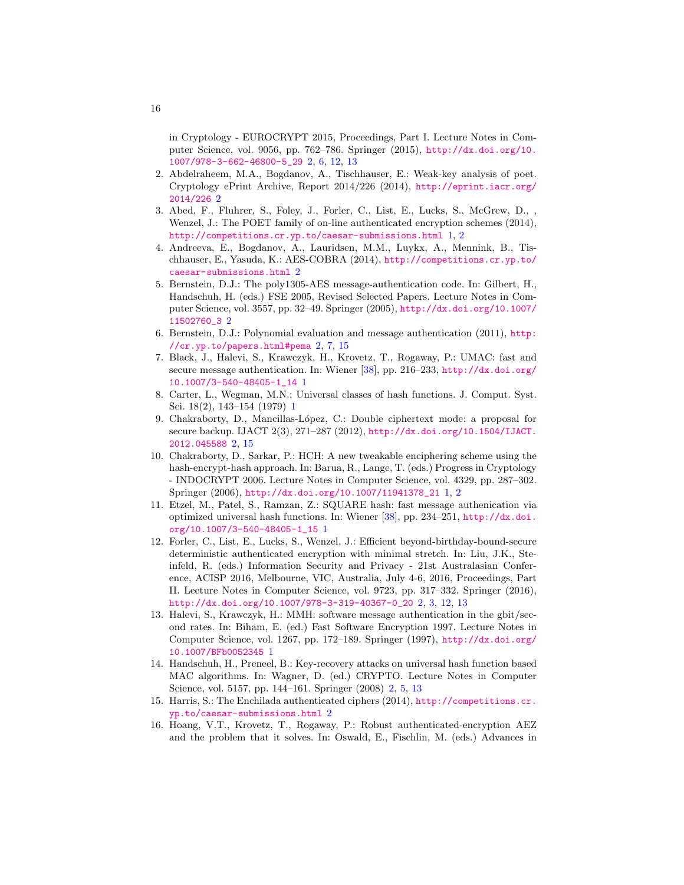in Cryptology - EUROCRYPT 2015, Proceedings, Part I. Lecture Notes in Computer Science, vol. 9056, pp. 762–786. Springer (2015), http://dx.doi.org/10.1007/978-3-662-46800-5_29 2, 6, 12, 13

2. Abdelraheem, M.A., Bogdanov, A., Tischhauser, E.: Weak-key analysis of poet. Cryptology ePrint Archive, Report 2014/226 (2014), http://eprint.iacr.org/2014/226 2
3. Abed, F., Fluhrer, S., Foley, J., Forler, C., List, E., Lucks, S., McGrew, D., , Wenzel, J.: The POET family of on-line authenticated encryption schemes (2014), http://competitions.cr.yp.to/caesar-submissions.html 1, 2
4. Andreeva, E., Bogdanov, A., Lauridsen, M.M., Luykx, A., Mennink, B., Tischhauser, E., Yasuda, K.: AES-COBRA (2014), http://competitions.cr.yp.to/caesar-submissions.html 2
5. Bernstein, D.J.: The poly1305-AES message-authentication code. In: Gilbert, H., Handschuh, H. (eds.) FSE 2005, Revised Selected Papers. Lecture Notes in Computer Science, vol. 3557, pp. 32–49. Springer (2005), http://dx.doi.org/10.1007/11502760_3 2
6. Bernstein, D.J.: Polynomial evaluation and message authentication (2011), http://cr.yp.to/papers.html#pema 2, 7, 15
7. Black, J., Halevi, S., Krawczyk, H., Krovetz, T., Rogaway, P.: UMAC: fast and secure message authentication. In: Wiener [38], pp. 216–233, http://dx.doi.org/10.1007/3-540-48405-1_14 1
8. Carter, L., Wegman, M.N.: Universal classes of hash functions. J. Comput. Syst. Sci. 18(2), 143–154 (1979) 1
9. Chakraborty, D., Mancillas-López, C.: Double ciphertext mode: a proposal for secure backup. IJACT 2(3), 271–287 (2012), http://dx.doi.org/10.1504/IJACT.2012.045588 2, 15
10. Chakraborty, D., Sarkar, P.: HCH: A new tweakable enciphering scheme using the hash-encrypt-hash approach. In: Barua, R., Lange, T. (eds.) Progress in Cryptology - INDOCRYPT 2006. Lecture Notes in Computer Science, vol. 4329, pp. 287–302. Springer (2006), http://dx.doi.org/10.1007/11941378_21 1, 2
11. Etzel, M., Patel, S., Ramzan, Z.: SQUARE hash: fast message authenication via optimized universal hash functions. In: Wiener [38], pp. 234–251, http://dx.doi.org/10.1007/3-540-48405-1_15 1
12. Forler, C., List, E., Lucks, S., Wenzel, J.: Efficient beyond-birthday-bound-secure deterministic authenticated encryption with minimal stretch. In: Liu, J.K., Steinfeld, R. (eds.) Information Security and Privacy - 21st Australasian Conference, ACISP 2016, Melbourne, VIC, Australia, July 4-6, 2016, Proceedings, Part II. Lecture Notes in Computer Science, vol. 9723, pp. 317–332. Springer (2016), http://dx.doi.org/10.1007/978-3-319-40367-0_20 2, 3, 12, 13
13. Halevi, S., Krawczyk, H.: MMH: software message authentication in the gbit/second rates. In: Biham, E. (ed.) Fast Software Encryption 1997. Lecture Notes in Computer Science, vol. 1267, pp. 172–189. Springer (1997), http://dx.doi.org/10.1007/BFb0052345 1
14. Handschuh, H., Preneel, B.: Key-recovery attacks on universal hash function based MAC algorithms. In: Wagner, D. (ed.) CRYPTO. Lecture Notes in Computer Science, vol. 5157, pp. 144–161. Springer (2008) 2, 5, 13
15. Harris, S.: The Enchilada authenticated ciphers (2014), http://competitions.cr.yp.to/caesar-submissions.html 2
16. Hoang, V.T., Krovetz, T., Rogaway, P.: Robust authenticated-encryption AEZ and the problem that it solves. In: Oswald, E., Fischlin, M. (eds.) Advances in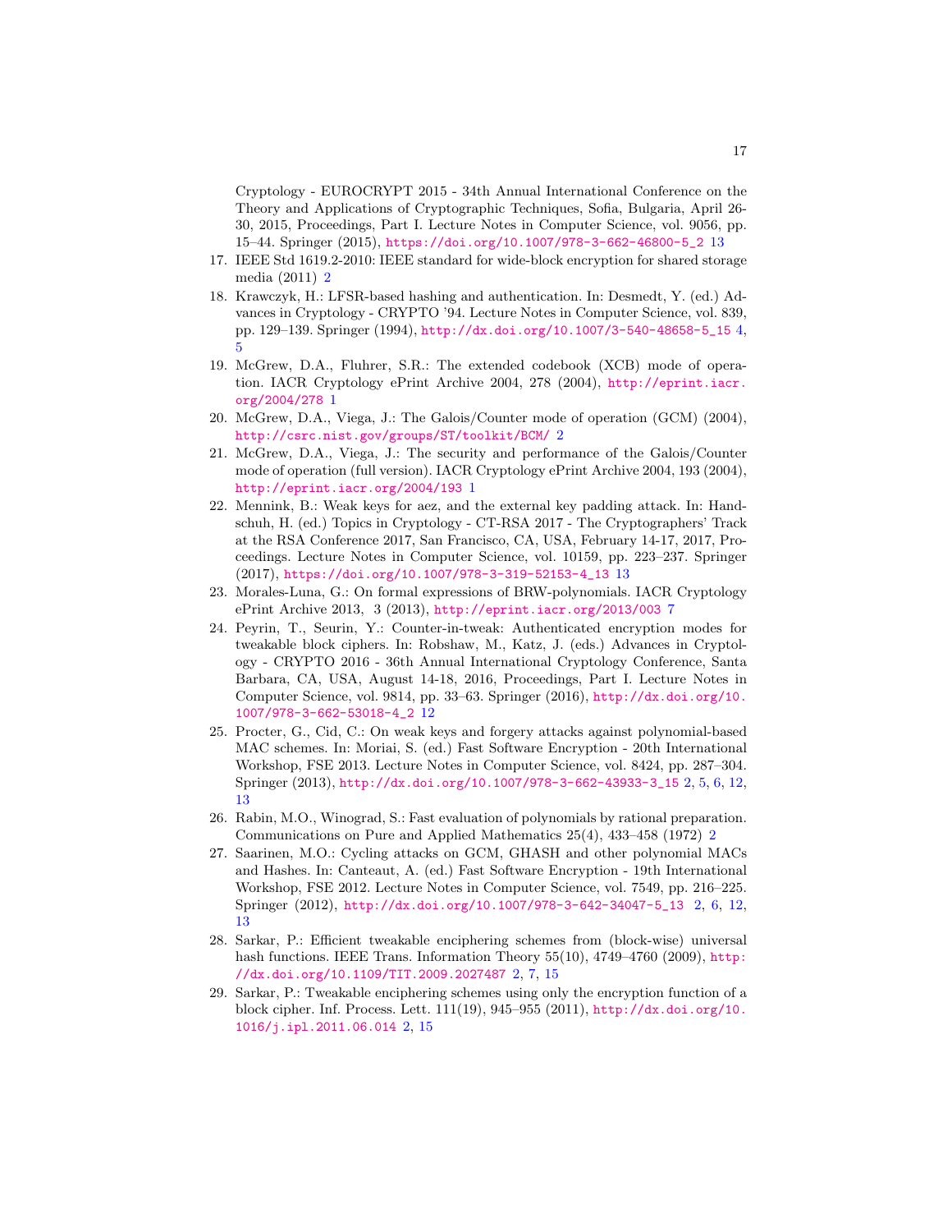Cryptology - EUROCRYPT 2015 - 34th Annual International Conference on the Theory and Applications of Cryptographic Techniques, Sofia, Bulgaria, April 26-30, 2015, Proceedings, Part I. Lecture Notes in Computer Science, vol. 9056, pp. 15–44. Springer (2015), https://doi.org/10.1007/978-3-662-46800-5_2 13

17. IEEE Std 1619.2-2010: IEEE standard for wide-block encryption for shared storage media (2011) 2
18. Krawczyk, H.: LFSR-based hashing and authentication. In: Desmedt, Y. (ed.) Advances in Cryptology - CRYPTO '94. Lecture Notes in Computer Science, vol. 839, pp. 129–139. Springer (1994), http://dx.doi.org/10.1007/3-540-48658-5_15 4, 5
19. McGrew, D.A., Fluhrer, S.R.: The extended codebook (XCB) mode of operation. IACR Cryptology ePrint Archive 2004, 278 (2004), http://eprint.iacr.org/2004/278 1
20. McGrew, D.A., Viega, J.: The Galois/Counter mode of operation (GCM) (2004), http://csrc.nist.gov/groups/ST/toolkit/BCM/ 2
21. McGrew, D.A., Viega, J.: The security and performance of the Galois/Counter mode of operation (full version). IACR Cryptology ePrint Archive 2004, 193 (2004), http://eprint.iacr.org/2004/193 1
22. Mennink, B.: Weak keys for aez, and the external key padding attack. In: Handschuh, H. (ed.) Topics in Cryptology - CT-RSA 2017 - The Cryptographers' Track at the RSA Conference 2017, San Francisco, CA, USA, February 14-17, 2017, Proceedings. Lecture Notes in Computer Science, vol. 10159, pp. 223–237. Springer (2017), https://doi.org/10.1007/978-3-319-52153-4_13 13
23. Morales-Luna, G.: On formal expressions of BRW-polynomials. IACR Cryptology ePrint Archive 2013, 3 (2013), http://eprint.iacr.org/2013/003 7
24. Peyrin, T., Seurin, Y.: Counter-in-tweak: Authenticated encryption modes for tweakable block ciphers. In: Robshaw, M., Katz, J. (eds.) Advances in Cryptology - CRYPTO 2016 - 36th Annual International Cryptology Conference, Santa Barbara, CA, USA, August 14-18, 2016, Proceedings, Part I. Lecture Notes in Computer Science, vol. 9814, pp. 33–63. Springer (2016), http://dx.doi.org/10.1007/978-3-662-53018-4_2 12
25. Procter, G., Cid, C.: On weak keys and forgery attacks against polynomial-based MAC schemes. In: Moriai, S. (ed.) Fast Software Encryption - 20th International Workshop, FSE 2013. Lecture Notes in Computer Science, vol. 8424, pp. 287–304. Springer (2013), http://dx.doi.org/10.1007/978-3-662-43933-3_15 2, 5, 6, 12, 13
26. Rabin, M.O., Winograd, S.: Fast evaluation of polynomials by rational preparation. Communications on Pure and Applied Mathematics 25(4), 433–458 (1972) 2
27. Saarinen, M.O.: Cycling attacks on GCM, GHASH and other polynomial MACs and Hashes. In: Canteaut, A. (ed.) Fast Software Encryption - 19th International Workshop, FSE 2012. Lecture Notes in Computer Science, vol. 7549, pp. 216–225. Springer (2012), http://dx.doi.org/10.1007/978-3-642-34047-5_13 2, 6, 12, 13
28. Sarkar, P.: Efficient tweakable enciphering schemes from (block-wise) universal hash functions. IEEE Trans. Information Theory 55(10), 4749–4760 (2009), http://dx.doi.org/10.1109/TIT.2009.2027487 2, 7, 15
29. Sarkar, P.: Tweakable enciphering schemes using only the encryption function of a block cipher. Inf. Process. Lett. 111(19), 945–955 (2011), http://dx.doi.org/10.1016/j.ipl.2011.06.014 2, 15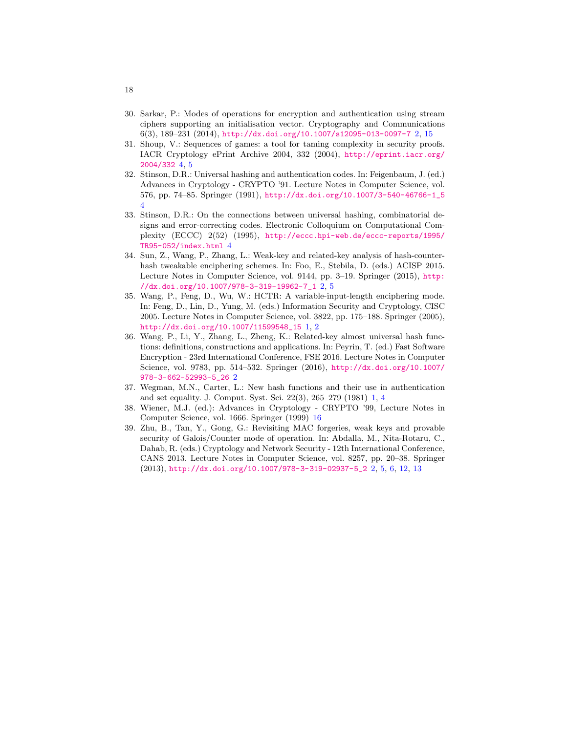30. Sarkar, P.: Modes of operations for encryption and authentication using stream ciphers supporting an initialisation vector. Cryptography and Communications 6(3), 189–231 (2014), http://dx.doi.org/10.1007/s12095-013-0097-7 2, 15
31. Shoup, V.: Sequences of games: a tool for taming complexity in security proofs. IACR Cryptology ePrint Archive 2004, 332 (2004), http://eprint.iacr.org/2004/332 4, 5
32. Stinson, D.R.: Universal hashing and authentication codes. In: Feigenbaum, J. (ed.) Advances in Cryptology - CRYPTO '91. Lecture Notes in Computer Science, vol. 576, pp. 74–85. Springer (1991), http://dx.doi.org/10.1007/3-540-46766-1_5 4
33. Stinson, D.R.: On the connections between universal hashing, combinatorial designs and error-correcting codes. Electronic Colloquium on Computational Complexity (ECCC) 2(52) (1995), http://eccc.hpi-web.de/eccc-reports/1995/TR95-052/index.html 4
34. Sun, Z., Wang, P., Zhang, L.: Weak-key and related-key analysis of hash-counter-hash tweakable enciphering schemes. In: Foo, E., Stebila, D. (eds.) ACISP 2015. Lecture Notes in Computer Science, vol. 9144, pp. 3–19. Springer (2015), http://dx.doi.org/10.1007/978-3-319-19962-7_1 2, 5
35. Wang, P., Feng, D., Wu, W.: HCTR: A variable-input-length enciphering mode. In: Feng, D., Lin, D., Yung, M. (eds.) Information Security and Cryptology, CISC 2005. Lecture Notes in Computer Science, vol. 3822, pp. 175–188. Springer (2005), http://dx.doi.org/10.1007/11599548_15 1, 2
36. Wang, P., Li, Y., Zhang, L., Zheng, K.: Related-key almost universal hash functions: definitions, constructions and applications. In: Peyrin, T. (ed.) Fast Software Encryption - 23rd International Conference, FSE 2016. Lecture Notes in Computer Science, vol. 9783, pp. 514–532. Springer (2016), http://dx.doi.org/10.1007/978-3-662-52993-5_26 2
37. Wegman, M.N., Carter, L.: New hash functions and their use in authentication and set equality. J. Comput. Syst. Sci. 22(3), 265–279 (1981) 1, 4
38. Wiener, M.J. (ed.): Advances in Cryptology - CRYPTO '99, Lecture Notes in Computer Science, vol. 1666. Springer (1999) 16
39. Zhu, B., Tan, Y., Gong, G.: Revisiting MAC forgeries, weak keys and provable security of Galois/Counter mode of operation. In: Abdalla, M., Nita-Rotaru, C., Dahab, R. (eds.) Cryptology and Network Security - 12th International Conference, CANS 2013. Lecture Notes in Computer Science, vol. 8257, pp. 20–38. Springer (2013), http://dx.doi.org/10.1007/978-3-319-02937-5_2 2, 5, 6, 12, 13